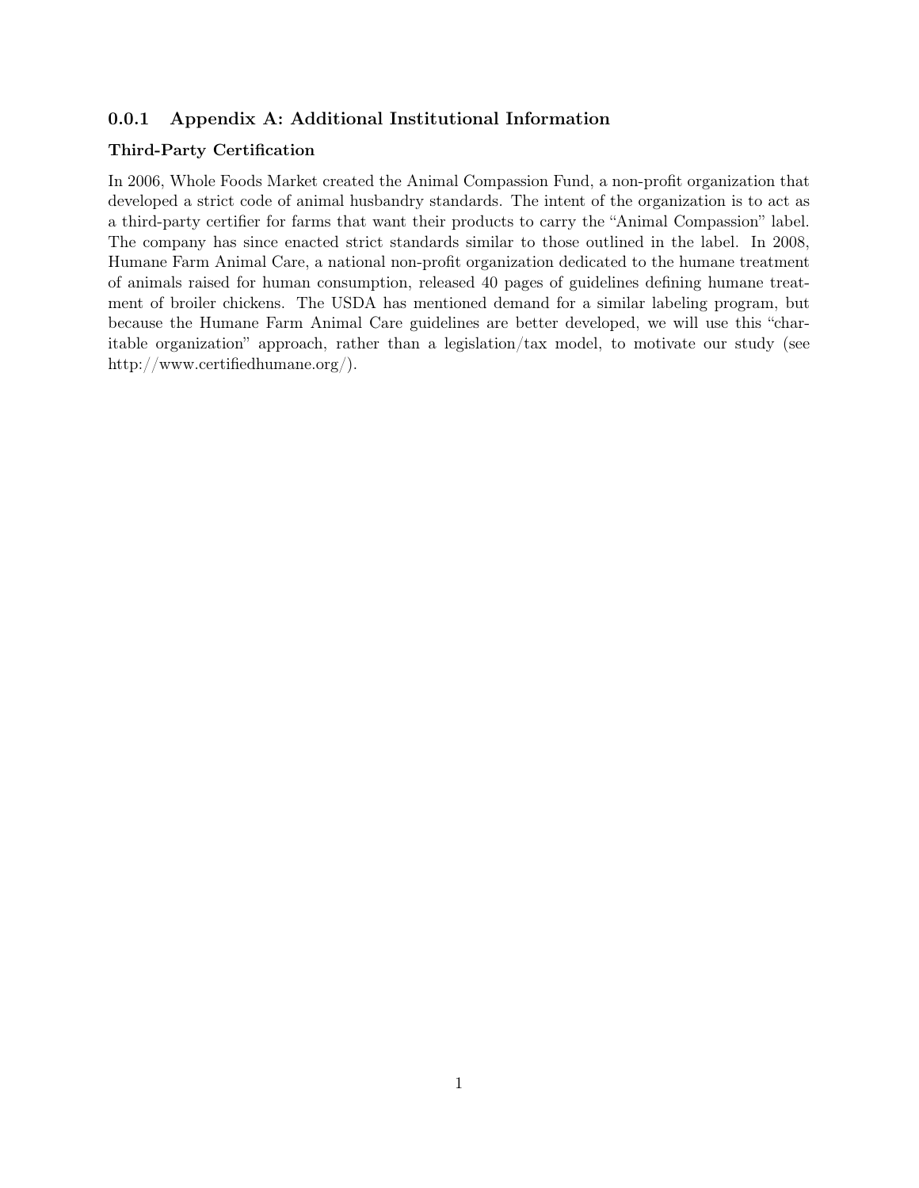### 0.0.1 Appendix A: Additional Institutional Information

#### Third-Party Certification

In 2006, Whole Foods Market created the Animal Compassion Fund, a non-profit organization that developed a strict code of animal husbandry standards. The intent of the organization is to act as a third-party certifier for farms that want their products to carry the "Animal Compassion" label. The company has since enacted strict standards similar to those outlined in the label. In 2008, Humane Farm Animal Care, a national non-profit organization dedicated to the humane treatment of animals raised for human consumption, released 40 pages of guidelines defining humane treatment of broiler chickens. The USDA has mentioned demand for a similar labeling program, but because the Humane Farm Animal Care guidelines are better developed, we will use this "charitable organization" approach, rather than a legislation/tax model, to motivate our study (see http://www.certifiedhumane.org/).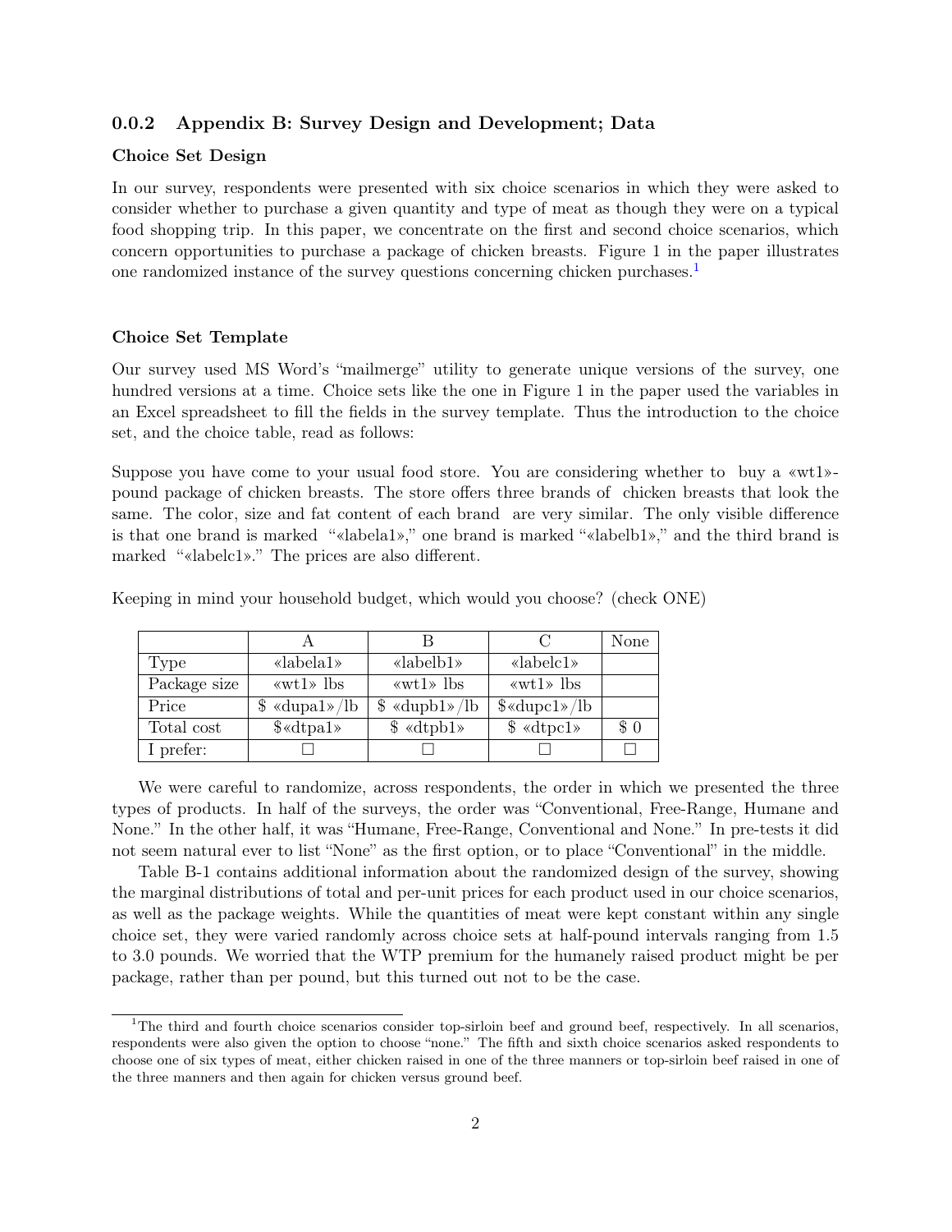### 0.0.2 Appendix B: Survey Design and Development; Data

#### Choice Set Design

In our survey, respondents were presented with six choice scenarios in which they were asked to consider whether to purchase a given quantity and type of meat as though they were on a typical food shopping trip. In this paper, we concentrate on the first and second choice scenarios, which concern opportunities to purchase a package of chicken breasts. Figure 1 in the paper illustrates one randomized instance of the survey questions concerning chicken purchases.[1]

#### Choice Set Template

Our survey used MS Word's "mailmerge" utility to generate unique versions of the survey, one hundred versions at a time. Choice sets like the one in Figure 1 in the paper used the variables in an Excel spreadsheet to fill the fields in the survey template. Thus the introduction to the choice set, and the choice table, read as follows:

Suppose you have come to your usual food store. You are considering whether to buy a «wt1»-pound package of chicken breasts. The store offers three brands of chicken breasts that look the same. The color, size and fat content of each brand are very similar. The only visible difference is that one brand is marked "«labela1»," one brand is marked "«labelb1»," and the third brand is marked "«labelc1»." The prices are also different.

Keeping in mind your household budget, which would you choose? (check ONE)

| | A | B | C | None |
|---|---|---|---|---|
| Type | «labela1» | «labelb1» | «labelc1» | |
| Package size | «wt1» lbs | «wt1» lbs | «wt1» lbs | |
| Price | $ «dupa1»/lb | $ «dupb1»/lb | $«dupc1»/lb | |
| Total cost | $«dtpa1» | $ «dtpb1» | $ «dtpc1» | $ 0 |
| I prefer: | ☐ | ☐ | ☐ | ☐ |

We were careful to randomize, across respondents, the order in which we presented the three types of products. In half of the surveys, the order was "Conventional, Free-Range, Humane and None." In the other half, it was "Humane, Free-Range, Conventional and None." In pre-tests it did not seem natural ever to list "None" as the first option, or to place "Conventional" in the middle.

Table B-1 contains additional information about the randomized design of the survey, showing the marginal distributions of total and per-unit prices for each product used in our choice scenarios, as well as the package weights. While the quantities of meat were kept constant within any single choice set, they were varied randomly across choice sets at half-pound intervals ranging from 1.5 to 3.0 pounds. We worried that the WTP premium for the humanely raised product might be per package, rather than per pound, but this turned out not to be the case.

[1] The third and fourth choice scenarios consider top-sirloin beef and ground beef, respectively. In all scenarios, respondents were also given the option to choose "none." The fifth and sixth choice scenarios asked respondents to choose one of six types of meat, either chicken raised in one of the three manners or top-sirloin beef raised in one of the three manners and then again for chicken versus ground beef.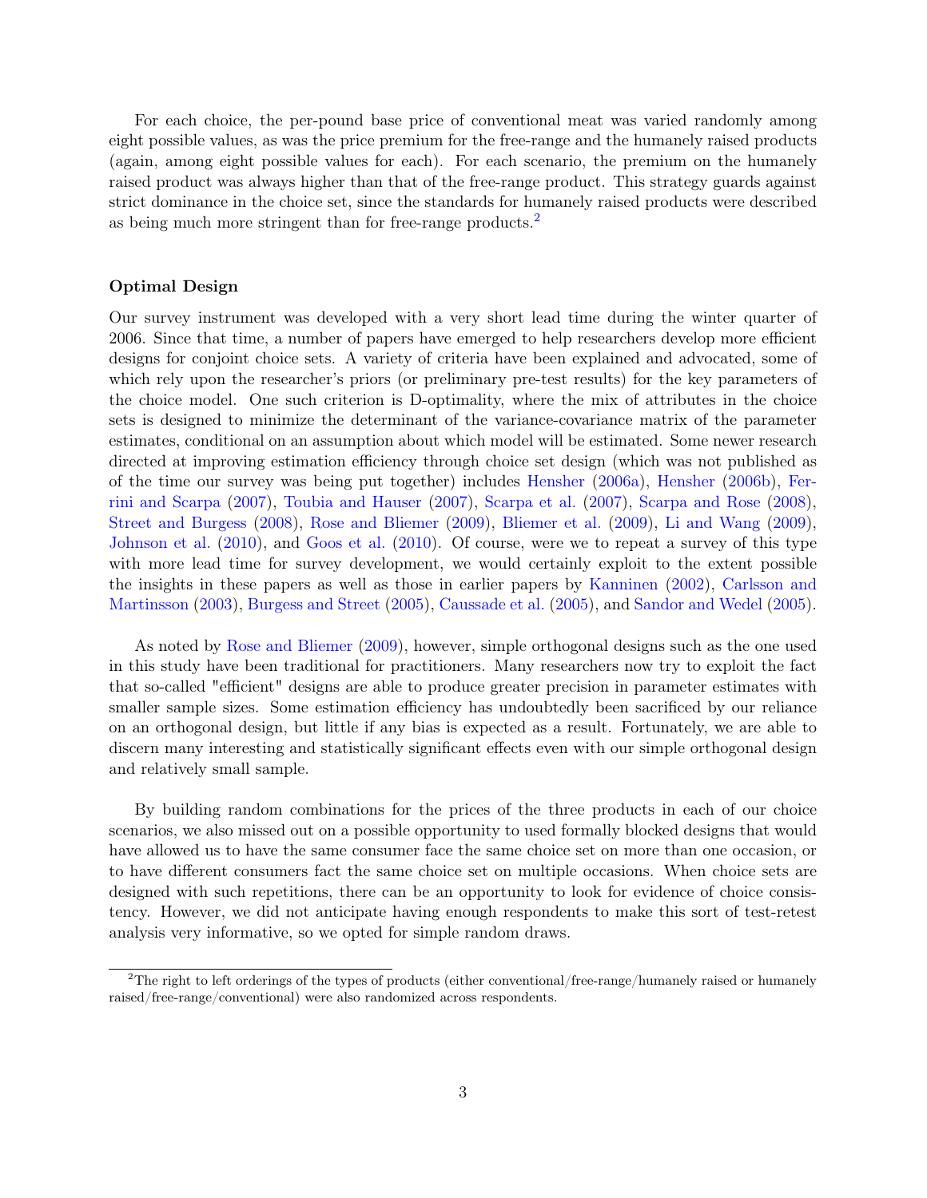For each choice, the per-pound base price of conventional meat was varied randomly among eight possible values, as was the price premium for the free-range and the humanely raised products (again, among eight possible values for each). For each scenario, the premium on the humanely raised product was always higher than that of the free-range product. This strategy guards against strict dominance in the choice set, since the standards for humanely raised products were described as being much more stringent than for free-range products.[2]

### Optimal Design

Our survey instrument was developed with a very short lead time during the winter quarter of 2006. Since that time, a number of papers have emerged to help researchers develop more efficient designs for conjoint choice sets. A variety of criteria have been explained and advocated, some of which rely upon the researcher's priors (or preliminary pre-test results) for the key parameters of the choice model. One such criterion is D-optimality, where the mix of attributes in the choice sets is designed to minimize the determinant of the variance-covariance matrix of the parameter estimates, conditional on an assumption about which model will be estimated. Some newer research directed at improving estimation efficiency through choice set design (which was not published as of the time our survey was being put together) includes Hensher (2006a), Hensher (2006b), Ferrini and Scarpa (2007), Toubia and Hauser (2007), Scarpa et al. (2007), Scarpa and Rose (2008), Street and Burgess (2008), Rose and Bliemer (2009), Bliemer et al. (2009), Li and Wang (2009), Johnson et al. (2010), and Goos et al. (2010). Of course, were we to repeat a survey of this type with more lead time for survey development, we would certainly exploit to the extent possible the insights in these papers as well as those in earlier papers by Kanninen (2002), Carlsson and Martinsson (2003), Burgess and Street (2005), Caussade et al. (2005), and Sandor and Wedel (2005).

As noted by Rose and Bliemer (2009), however, simple orthogonal designs such as the one used in this study have been traditional for practitioners. Many researchers now try to exploit the fact that so-called "efficient" designs are able to produce greater precision in parameter estimates with smaller sample sizes. Some estimation efficiency has undoubtedly been sacrificed by our reliance on an orthogonal design, but little if any bias is expected as a result. Fortunately, we are able to discern many interesting and statistically significant effects even with our simple orthogonal design and relatively small sample.

By building random combinations for the prices of the three products in each of our choice scenarios, we also missed out on a possible opportunity to used formally blocked designs that would have allowed us to have the same consumer face the same choice set on more than one occasion, or to have different consumers fact the same choice set on multiple occasions. When choice sets are designed with such repetitions, there can be an opportunity to look for evidence of choice consistency. However, we did not anticipate having enough respondents to make this sort of test-retest analysis very informative, so we opted for simple random draws.

[2] The right to left orderings of the types of products (either conventional/free-range/humanely raised or humanely raised/free-range/conventional) were also randomized across respondents.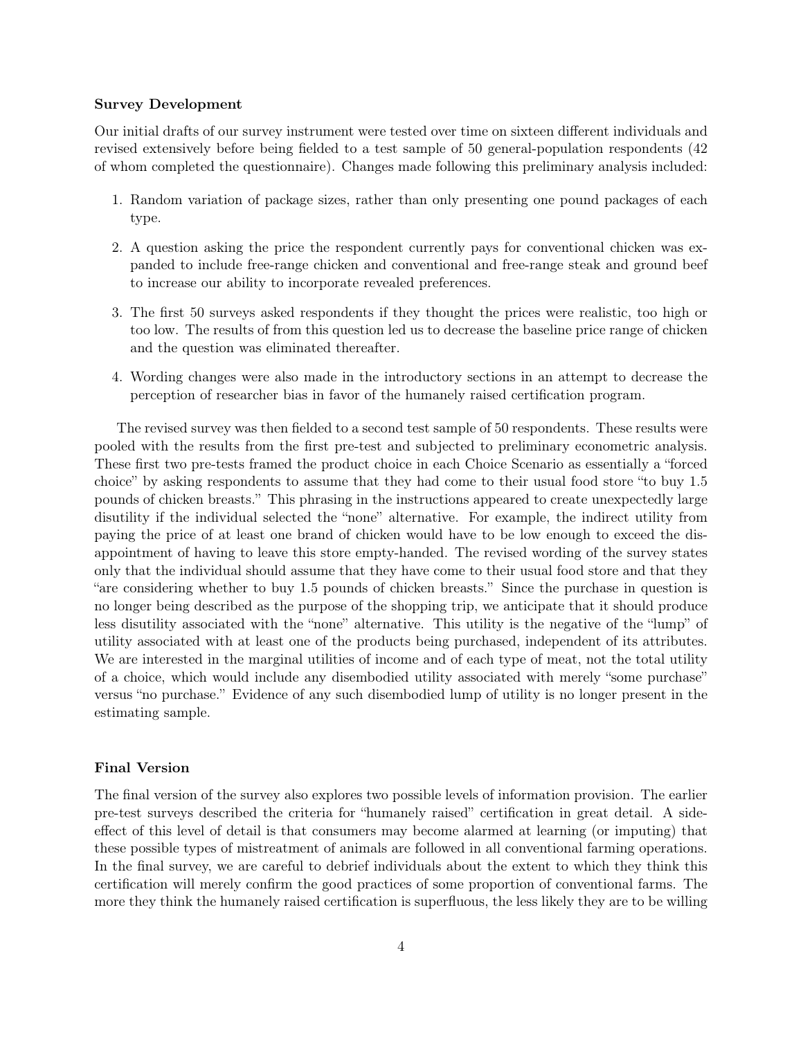**Survey Development**

Our initial drafts of our survey instrument were tested over time on sixteen different individuals and revised extensively before being fielded to a test sample of 50 general-population respondents (42 of whom completed the questionnaire). Changes made following this preliminary analysis included:

1. Random variation of package sizes, rather than only presenting one pound packages of each type.
2. A question asking the price the respondent currently pays for conventional chicken was expanded to include free-range chicken and conventional and free-range steak and ground beef to increase our ability to incorporate revealed preferences.
3. The first 50 surveys asked respondents if they thought the prices were realistic, too high or too low. The results of from this question led us to decrease the baseline price range of chicken and the question was eliminated thereafter.
4. Wording changes were also made in the introductory sections in an attempt to decrease the perception of researcher bias in favor of the humanely raised certification program.

The revised survey was then fielded to a second test sample of 50 respondents. These results were pooled with the results from the first pre-test and subjected to preliminary econometric analysis. These first two pre-tests framed the product choice in each Choice Scenario as essentially a "forced choice" by asking respondents to assume that they had come to their usual food store "to buy 1.5 pounds of chicken breasts." This phrasing in the instructions appeared to create unexpectedly large disutility if the individual selected the "none" alternative. For example, the indirect utility from paying the price of at least one brand of chicken would have to be low enough to exceed the disappointment of having to leave this store empty-handed. The revised wording of the survey states only that the individual should assume that they have come to their usual food store and that they "are considering whether to buy 1.5 pounds of chicken breasts." Since the purchase in question is no longer being described as the purpose of the shopping trip, we anticipate that it should produce less disutility associated with the "none" alternative. This utility is the negative of the "lump" of utility associated with at least one of the products being purchased, independent of its attributes. We are interested in the marginal utilities of income and of each type of meat, not the total utility of a choice, which would include any disembodied utility associated with merely "some purchase" versus "no purchase." Evidence of any such disembodied lump of utility is no longer present in the estimating sample.

**Final Version**

The final version of the survey also explores two possible levels of information provision. The earlier pre-test surveys described the criteria for "humanely raised" certification in great detail. A side-effect of this level of detail is that consumers may become alarmed at learning (or imputing) that these possible types of mistreatment of animals are followed in all conventional farming operations. In the final survey, we are careful to debrief individuals about the extent to which they think this certification will merely confirm the good practices of some proportion of conventional farms. The more they think the humanely raised certification is superfluous, the less likely they are to be willing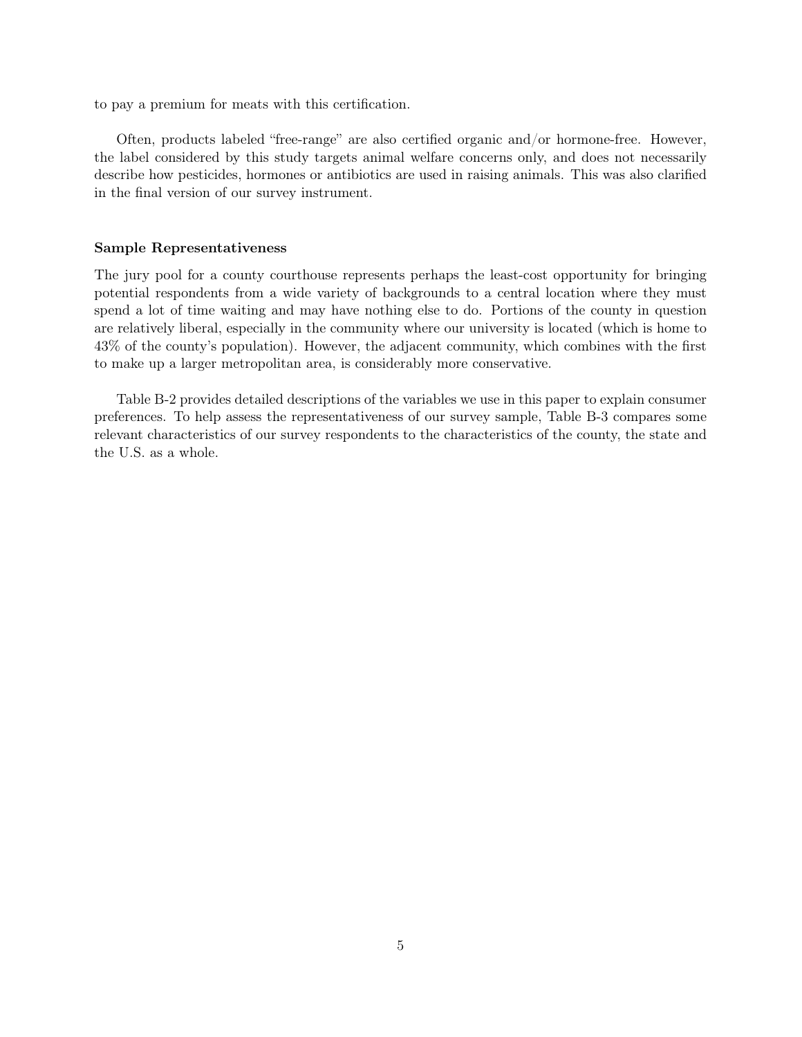to pay a premium for meats with this certification.

Often, products labeled "free-range" are also certified organic and/or hormone-free. However, the label considered by this study targets animal welfare concerns only, and does not necessarily describe how pesticides, hormones or antibiotics are used in raising animals. This was also clarified in the final version of our survey instrument.

### Sample Representativeness

The jury pool for a county courthouse represents perhaps the least-cost opportunity for bringing potential respondents from a wide variety of backgrounds to a central location where they must spend a lot of time waiting and may have nothing else to do. Portions of the county in question are relatively liberal, especially in the community where our university is located (which is home to 43% of the county's population). However, the adjacent community, which combines with the first to make up a larger metropolitan area, is considerably more conservative.

Table B-2 provides detailed descriptions of the variables we use in this paper to explain consumer preferences. To help assess the representativeness of our survey sample, Table B-3 compares some relevant characteristics of our survey respondents to the characteristics of the county, the state and the U.S. as a whole.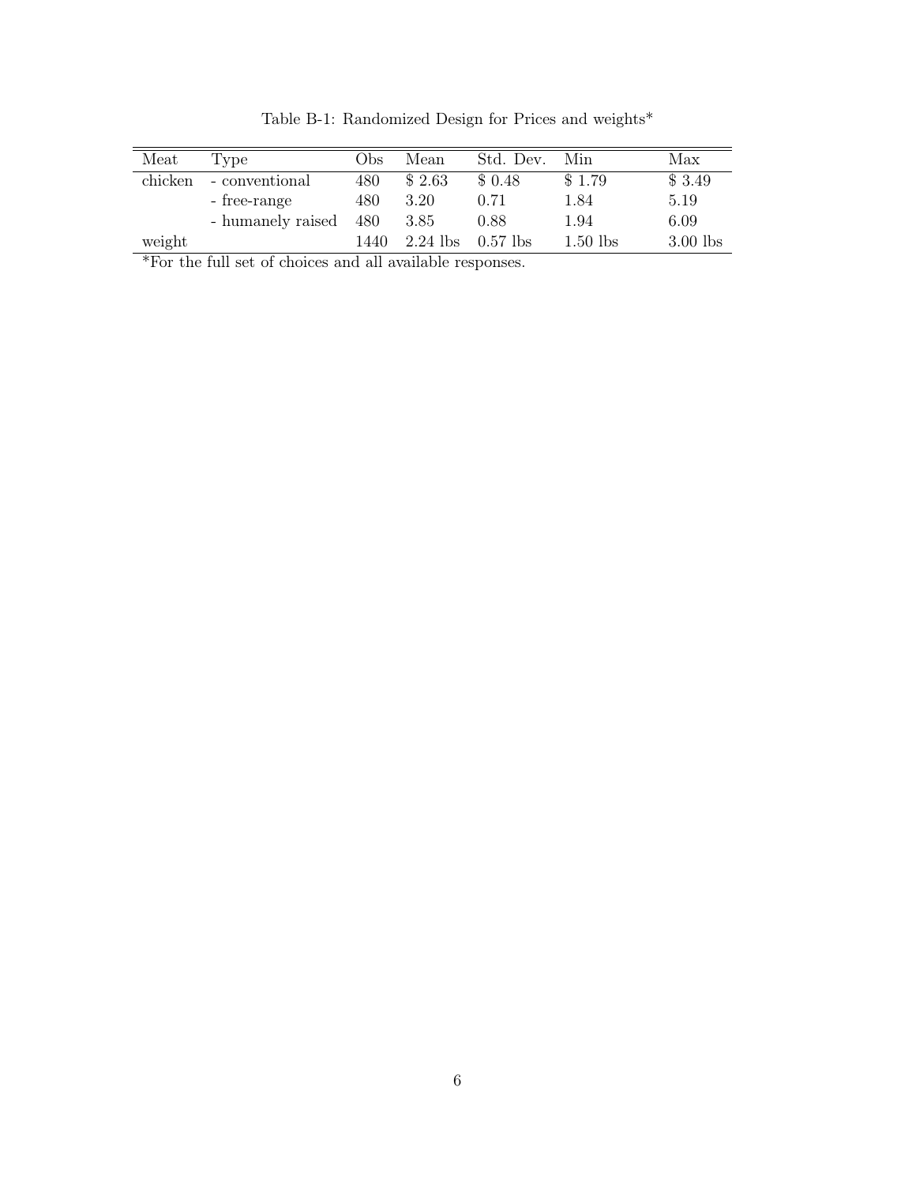Table B-1: Randomized Design for Prices and weights*

| Meat | Type | Obs | Mean | Std. Dev. | Min | Max |
|---|---|---|---|---|---|---|
| chicken | - conventional | 480 | $ 2.63 | $ 0.48 | $ 1.79 | $ 3.49 |
| | - free-range | 480 | 3.20 | 0.71 | 1.84 | 5.19 |
| | - humanely raised | 480 | 3.85 | 0.88 | 1.94 | 6.09 |
| weight | | 1440 | 2.24 lbs | 0.57 lbs | 1.50 lbs | 3.00 lbs |

*For the full set of choices and all available responses.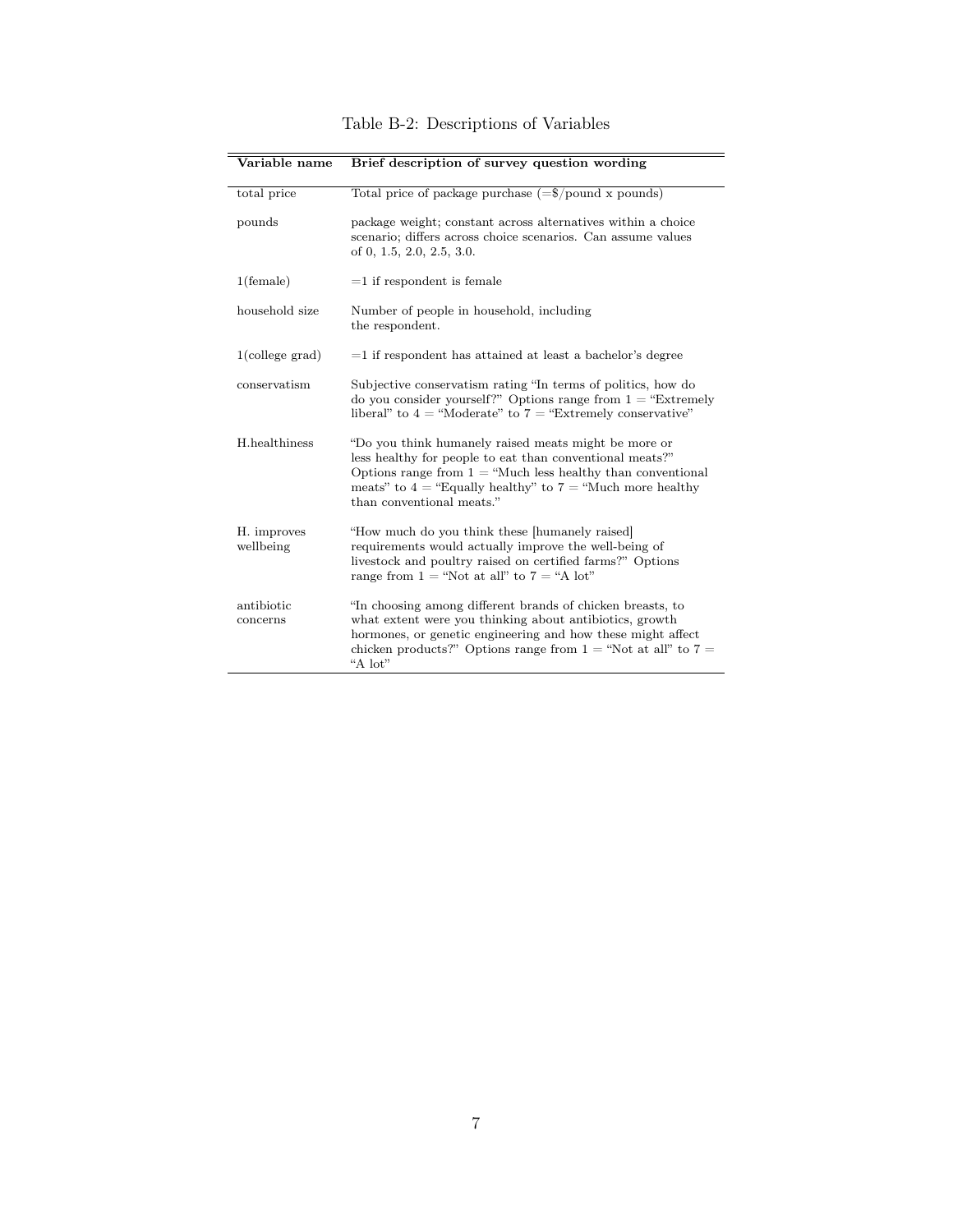Table B-2: Descriptions of Variables

| Variable name | Brief description of survey question wording |
|---|---|
| total price | Total price of package purchase (=$/pound x pounds) |
| pounds | package weight; constant across alternatives within a choice scenario; differs across choice scenarios. Can assume values of 0, 1.5, 2.0, 2.5, 3.0. |
| 1(female) | =1 if respondent is female |
| household size | Number of people in household, including the respondent. |
| 1(college grad) | =1 if respondent has attained at least a bachelor's degree |
| conservatism | Subjective conservatism rating "In terms of politics, how do do you consider yourself?" Options range from 1 = "Extremely liberal" to 4 = "Moderate" to 7 = "Extremely conservative" |
| H.healthiness | "Do you think humanely raised meats might be more or less healthy for people to eat than conventional meats?" Options range from 1 = "Much less healthy than conventional meats" to 4 = "Equally healthy" to 7 = "Much more healthy than conventional meats." |
| H. improves wellbeing | "How much do you think these [humanely raised] requirements would actually improve the well-being of livestock and poultry raised on certified farms?" Options range from 1 = "Not at all" to 7 = "A lot" |
| antibiotic concerns | "In choosing among different brands of chicken breasts, to what extent were you thinking about antibiotics, growth hormones, or genetic engineering and how these might affect chicken products?" Options range from 1 = "Not at all" to 7 = "A lot" |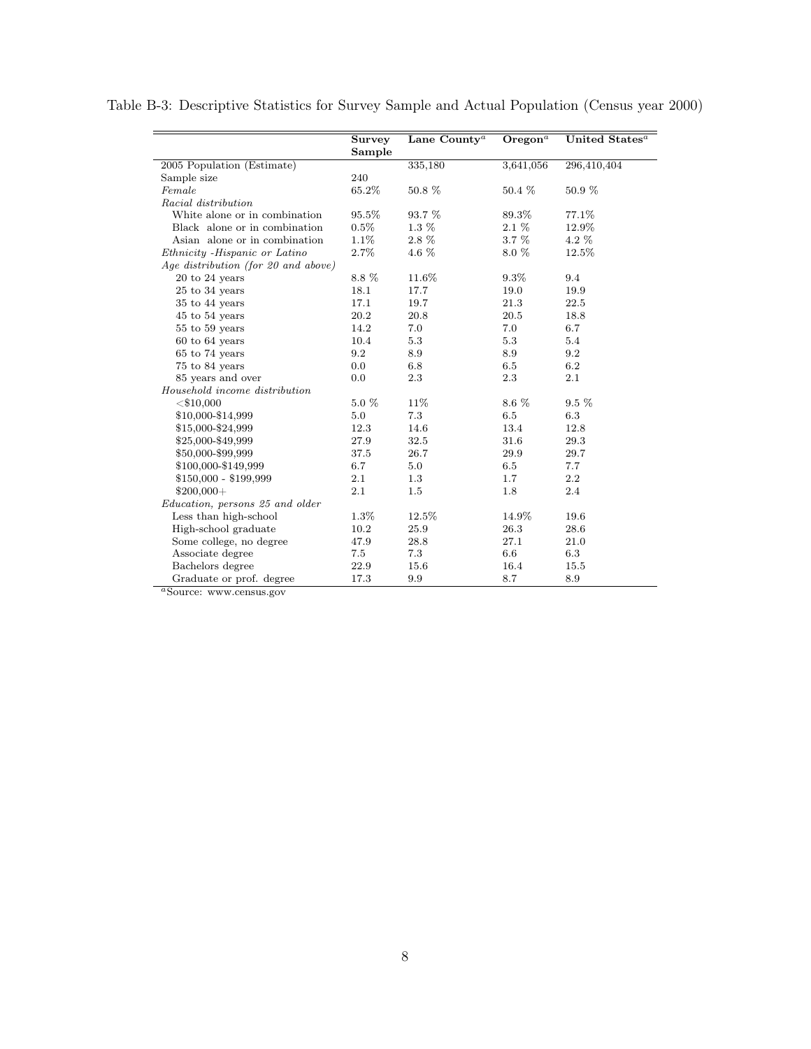Table B-3: Descriptive Statistics for Survey Sample and Actual Population (Census year 2000)

| | **Survey Sample** | **Lane County**[a] | **Oregon**[a] | **United States**[a] |
|---|---|---|---|---|
| 2005 Population (Estimate) | | 335,180 | 3,641,056 | 296,410,404 |
| Sample size | 240 | | | |
| *Female* | 65.2% | 50.8 % | 50.4 % | 50.9 % |
| *Racial distribution* | | | | |
| White alone or in combination | 95.5% | 93.7 % | 89.3% | 77.1% |
| Black alone or in combination | 0.5% | 1.3 % | 2.1 % | 12.9% |
| Asian alone or in combination | 1.1% | 2.8 % | 3.7 % | 4.2 % |
| *Ethnicity -Hispanic or Latino* | 2.7% | 4.6 % | 8.0 % | 12.5% |
| *Age distribution (for 20 and above)* | | | | |
| 20 to 24 years | 8.8 % | 11.6% | 9.3% | 9.4 |
| 25 to 34 years | 18.1 | 17.7 | 19.0 | 19.9 |
| 35 to 44 years | 17.1 | 19.7 | 21.3 | 22.5 |
| 45 to 54 years | 20.2 | 20.8 | 20.5 | 18.8 |
| 55 to 59 years | 14.2 | 7.0 | 7.0 | 6.7 |
| 60 to 64 years | 10.4 | 5.3 | 5.3 | 5.4 |
| 65 to 74 years | 9.2 | 8.9 | 8.9 | 9.2 |
| 75 to 84 years | 0.0 | 6.8 | 6.5 | 6.2 |
| 85 years and over | 0.0 | 2.3 | 2.3 | 2.1 |
| *Household income distribution* | | | | |
| <$10,000 | 5.0 % | 11% | 8.6 % | 9.5 % |
| $10,000-$14,999 | 5.0 | 7.3 | 6.5 | 6.3 |
| $15,000-$24,999 | 12.3 | 14.6 | 13.4 | 12.8 |
| $25,000-$49,999 | 27.9 | 32.5 | 31.6 | 29.3 |
| $50,000-$99,999 | 37.5 | 26.7 | 29.9 | 29.7 |
| $100,000-$149,999 | 6.7 | 5.0 | 6.5 | 7.7 |
| $150,000 - $199,999 | 2.1 | 1.3 | 1.7 | 2.2 |
| $200,000+ | 2.1 | 1.5 | 1.8 | 2.4 |
| *Education, persons 25 and older* | | | | |
| Less than high-school | 1.3% | 12.5% | 14.9% | 19.6 |
| High-school graduate | 10.2 | 25.9 | 26.3 | 28.6 |
| Some college, no degree | 47.9 | 28.8 | 27.1 | 21.0 |
| Associate degree | 7.5 | 7.3 | 6.6 | 6.3 |
| Bachelors degree | 22.9 | 15.6 | 16.4 | 15.5 |
| Graduate or prof. degree | 17.3 | 9.9 | 8.7 | 8.9 |

[a]Source: www.census.gov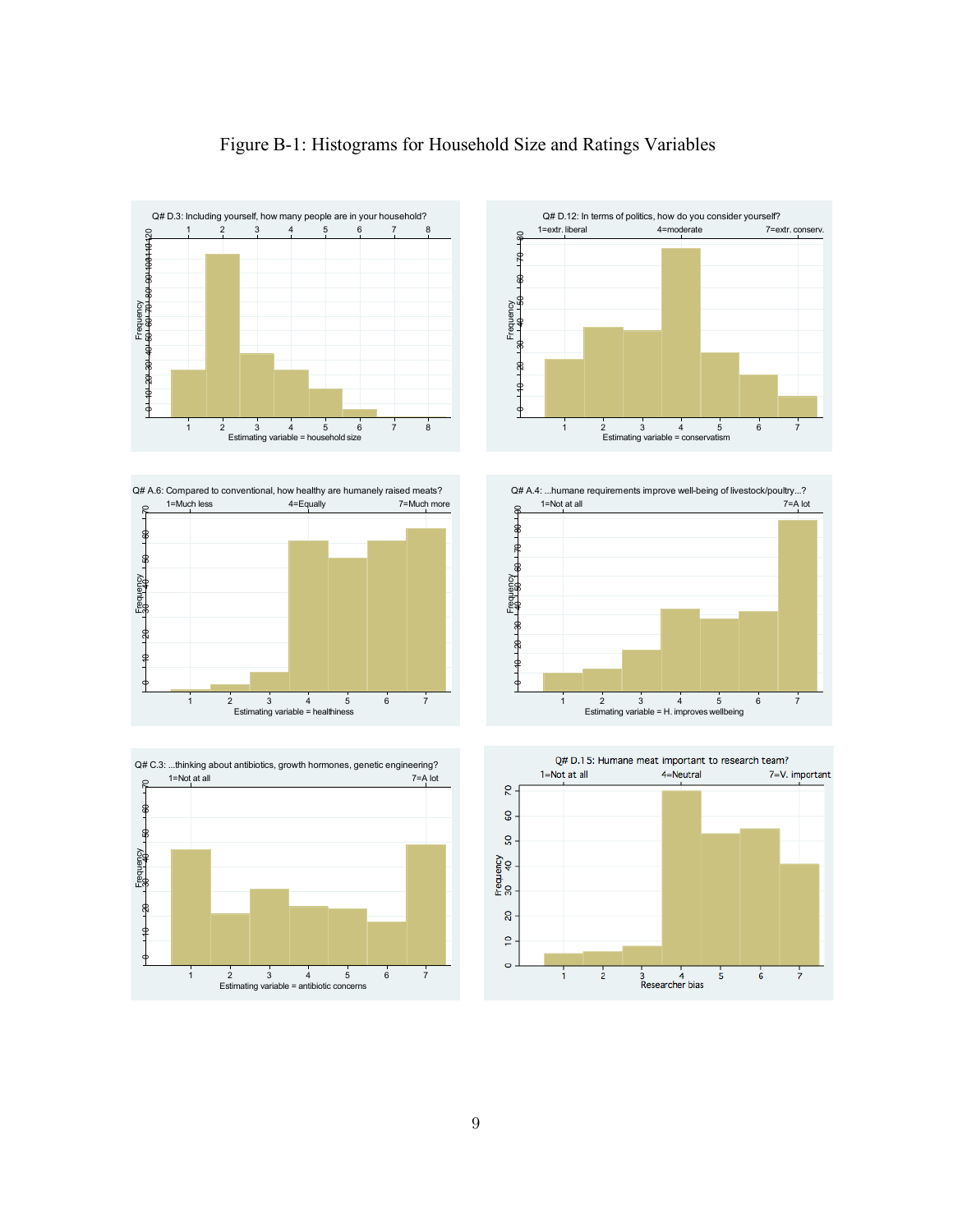# Figure B-1: Histograms for Household Size and Ratings Variables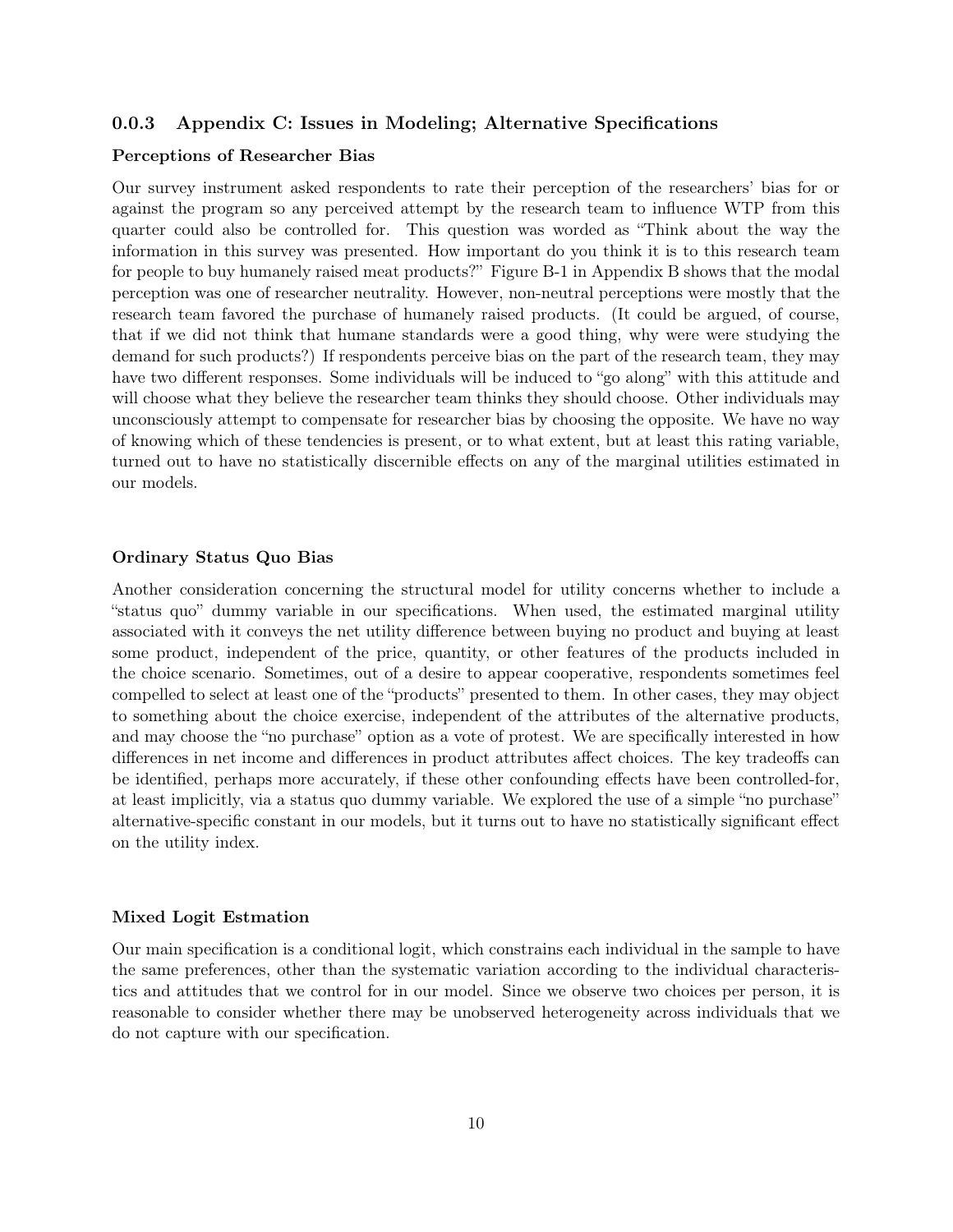### 0.0.3 Appendix C: Issues in Modeling; Alternative Specifications

**Perceptions of Researcher Bias**

Our survey instrument asked respondents to rate their perception of the researchers' bias for or against the program so any perceived attempt by the research team to influence WTP from this quarter could also be controlled for. This question was worded as "Think about the way the information in this survey was presented. How important do you think it is to this research team for people to buy humanely raised meat products?" Figure B-1 in Appendix B shows that the modal perception was one of researcher neutrality. However, non-neutral perceptions were mostly that the research team favored the purchase of humanely raised products. (It could be argued, of course, that if we did not think that humane standards were a good thing, why were were studying the demand for such products?) If respondents perceive bias on the part of the research team, they may have two different responses. Some individuals will be induced to "go along" with this attitude and will choose what they believe the researcher team thinks they should choose. Other individuals may unconsciously attempt to compensate for researcher bias by choosing the opposite. We have no way of knowing which of these tendencies is present, or to what extent, but at least this rating variable, turned out to have no statistically discernible effects on any of the marginal utilities estimated in our models.

**Ordinary Status Quo Bias**

Another consideration concerning the structural model for utility concerns whether to include a "status quo" dummy variable in our specifications. When used, the estimated marginal utility associated with it conveys the net utility difference between buying no product and buying at least some product, independent of the price, quantity, or other features of the products included in the choice scenario. Sometimes, out of a desire to appear cooperative, respondents sometimes feel compelled to select at least one of the "products" presented to them. In other cases, they may object to something about the choice exercise, independent of the attributes of the alternative products, and may choose the "no purchase" option as a vote of protest. We are specifically interested in how differences in net income and differences in product attributes affect choices. The key tradeoffs can be identified, perhaps more accurately, if these other confounding effects have been controlled-for, at least implicitly, via a status quo dummy variable. We explored the use of a simple "no purchase" alternative-specific constant in our models, but it turns out to have no statistically significant effect on the utility index.

**Mixed Logit Estmation**

Our main specification is a conditional logit, which constrains each individual in the sample to have the same preferences, other than the systematic variation according to the individual characteristics and attitudes that we control for in our model. Since we observe two choices per person, it is reasonable to consider whether there may be unobserved heterogeneity across individuals that we do not capture with our specification.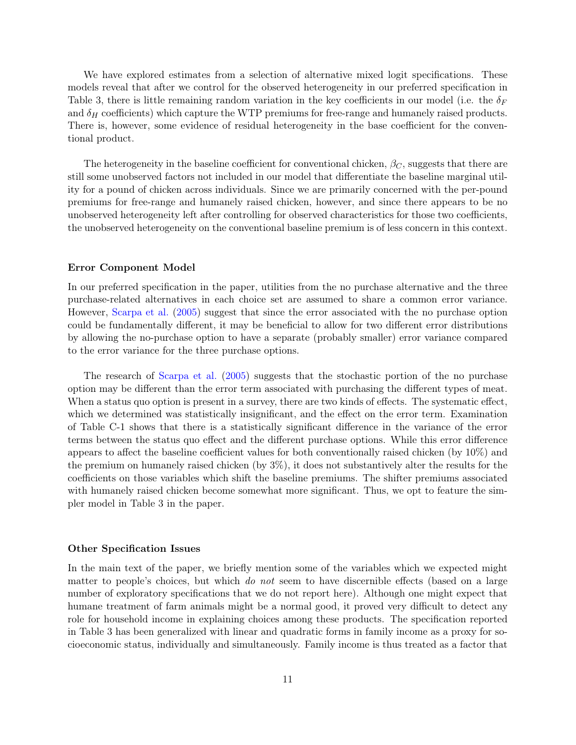We have explored estimates from a selection of alternative mixed logit specifications. These models reveal that after we control for the observed heterogeneity in our preferred specification in Table 3, there is little remaining random variation in the key coefficients in our model (i.e. the $\delta_F$ and $\delta_H$ coefficients) which capture the WTP premiums for free-range and humanely raised products. There is, however, some evidence of residual heterogeneity in the base coefficient for the conventional product.

The heterogeneity in the baseline coefficient for conventional chicken, $\beta_C$, suggests that there are still some unobserved factors not included in our model that differentiate the baseline marginal utility for a pound of chicken across individuals. Since we are primarily concerned with the per-pound premiums for free-range and humanely raised chicken, however, and since there appears to be no unobserved heterogeneity left after controlling for observed characteristics for those two coefficients, the unobserved heterogeneity on the conventional baseline premium is of less concern in this context.

### Error Component Model

In our preferred specification in the paper, utilities from the no purchase alternative and the three purchase-related alternatives in each choice set are assumed to share a common error variance. However, Scarpa et al. (2005) suggest that since the error associated with the no purchase option could be fundamentally different, it may be beneficial to allow for two different error distributions by allowing the no-purchase option to have a separate (probably smaller) error variance compared to the error variance for the three purchase options.

The research of Scarpa et al. (2005) suggests that the stochastic portion of the no purchase option may be different than the error term associated with purchasing the different types of meat. When a status quo option is present in a survey, there are two kinds of effects. The systematic effect, which we determined was statistically insignificant, and the effect on the error term. Examination of Table C-1 shows that there is a statistically significant difference in the variance of the error terms between the status quo effect and the different purchase options. While this error difference appears to affect the baseline coefficient values for both conventionally raised chicken (by 10%) and the premium on humanely raised chicken (by 3%), it does not substantively alter the results for the coefficients on those variables which shift the baseline premiums. The shifter premiums associated with humanely raised chicken become somewhat more significant. Thus, we opt to feature the simpler model in Table 3 in the paper.

### Other Specification Issues

In the main text of the paper, we briefly mention some of the variables which we expected might matter to people's choices, but which *do not* seem to have discernible effects (based on a large number of exploratory specifications that we do not report here). Although one might expect that humane treatment of farm animals might be a normal good, it proved very difficult to detect any role for household income in explaining choices among these products. The specification reported in Table 3 has been generalized with linear and quadratic forms in family income as a proxy for socioeconomic status, individually and simultaneously. Family income is thus treated as a factor that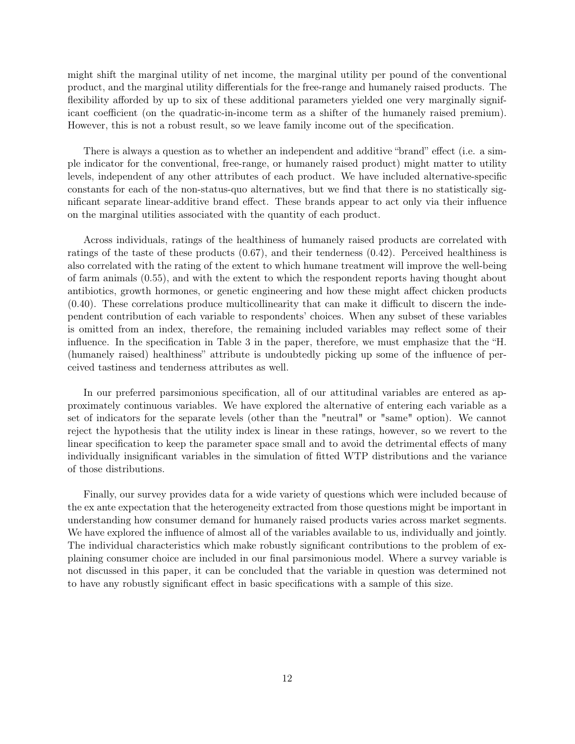might shift the marginal utility of net income, the marginal utility per pound of the conventional product, and the marginal utility differentials for the free-range and humanely raised products. The flexibility afforded by up to six of these additional parameters yielded one very marginally significant coefficient (on the quadratic-in-income term as a shifter of the humanely raised premium). However, this is not a robust result, so we leave family income out of the specification.

There is always a question as to whether an independent and additive "brand" effect (i.e. a simple indicator for the conventional, free-range, or humanely raised product) might matter to utility levels, independent of any other attributes of each product. We have included alternative-specific constants for each of the non-status-quo alternatives, but we find that there is no statistically significant separate linear-additive brand effect. These brands appear to act only via their influence on the marginal utilities associated with the quantity of each product.

Across individuals, ratings of the healthiness of humanely raised products are correlated with ratings of the taste of these products (0.67), and their tenderness (0.42). Perceived healthiness is also correlated with the rating of the extent to which humane treatment will improve the well-being of farm animals (0.55), and with the extent to which the respondent reports having thought about antibiotics, growth hormones, or genetic engineering and how these might affect chicken products (0.40). These correlations produce multicollinearity that can make it difficult to discern the independent contribution of each variable to respondents' choices. When any subset of these variables is omitted from an index, therefore, the remaining included variables may reflect some of their influence. In the specification in Table 3 in the paper, therefore, we must emphasize that the "H. (humanely raised) healthiness" attribute is undoubtedly picking up some of the influence of perceived tastiness and tenderness attributes as well.

In our preferred parsimonious specification, all of our attitudinal variables are entered as approximately continuous variables. We have explored the alternative of entering each variable as a set of indicators for the separate levels (other than the "neutral" or "same" option). We cannot reject the hypothesis that the utility index is linear in these ratings, however, so we revert to the linear specification to keep the parameter space small and to avoid the detrimental effects of many individually insignificant variables in the simulation of fitted WTP distributions and the variance of those distributions.

Finally, our survey provides data for a wide variety of questions which were included because of the ex ante expectation that the heterogeneity extracted from those questions might be important in understanding how consumer demand for humanely raised products varies across market segments. We have explored the influence of almost all of the variables available to us, individually and jointly. The individual characteristics which make robustly significant contributions to the problem of explaining consumer choice are included in our final parsimonious model. Where a survey variable is not discussed in this paper, it can be concluded that the variable in question was determined not to have any robustly significant effect in basic specifications with a sample of this size.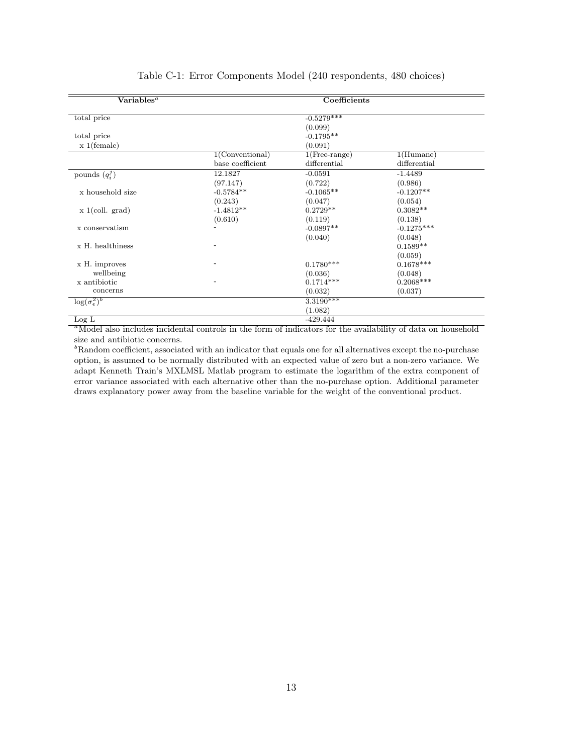Table C-1: Error Components Model (240 respondents, 480 choices)

| Variables[a] | Coefficients | | |
|---|---|---|---|
| total price | | -0.5279*** | |
| | | (0.099) | |
| total price | | -0.1795** | |
| x 1(female) | | (0.091) | |
| | 1(Conventional) base coefficient | 1(Free-range) differential | 1(Humane) differential |
| pounds ($q_i^j$) | 12.1827 | -0.0591 | -1.4489 |
| | (97.147) | (0.722) | (0.986) |
| x household size | -0.5784** | -0.1065** | -0.1207** |
| | (0.243) | (0.047) | (0.054) |
| x 1(coll. grad) | -1.4812** | 0.2729** | 0.3082** |
| | (0.610) | (0.119) | (0.138) |
| x conservatism | - | -0.0897** | -0.1275*** |
| | | (0.040) | (0.048) |
| x H. healthiness | - | | 0.1589** |
| | | | (0.059) |
| x H. improves wellbeing | - | 0.1780*** | 0.1678*** |
| | | (0.036) | (0.048) |
| x antibiotic concerns | - | 0.1714*** | 0.2068*** |
| | | (0.032) | (0.037) |
| $\log(\sigma_\epsilon^2)$[b] | | 3.3190*** | |
| | | (1.082) | |
| Log L | | -429.444 | |

[a]Model also includes incidental controls in the form of indicators for the availability of data on household size and antibiotic concerns.

[b]Random coefficient, associated with an indicator that equals one for all alternatives except the no-purchase option, is assumed to be normally distributed with an expected value of zero but a non-zero variance. We adapt Kenneth Train's MXLMSL Matlab program to estimate the logarithm of the extra component of error variance associated with each alternative other than the no-purchase option. Additional parameter draws explanatory power away from the baseline variable for the weight of the conventional product.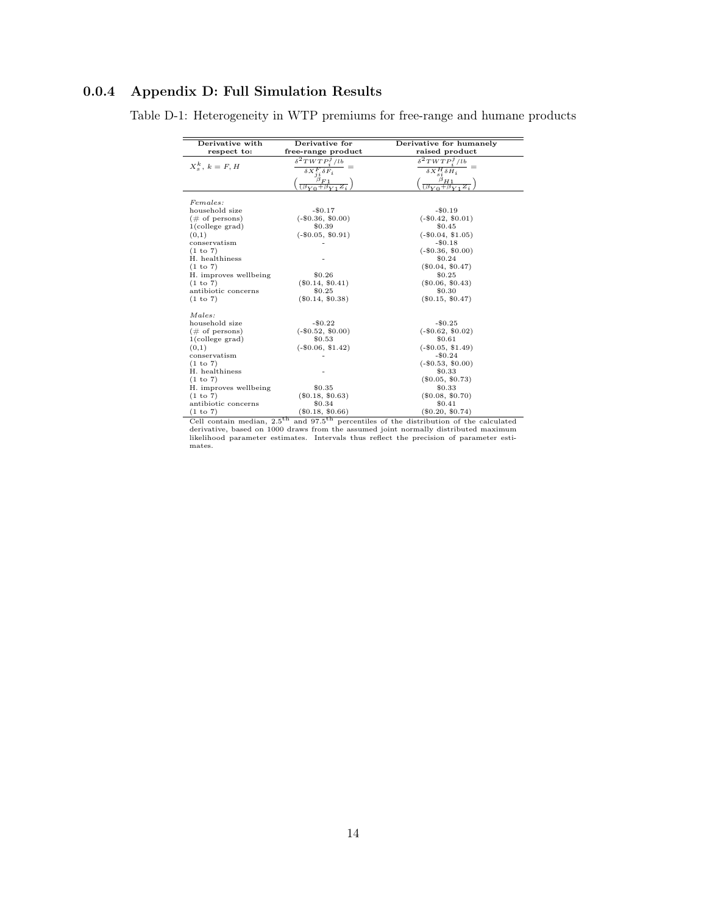### 0.0.4 Appendix D: Full Simulation Results

Table D-1: Heterogeneity in WTP premiums for free-range and humane products

| Derivative with respect to: | Derivative for free-range product | Derivative for humanely raised product |
|---|---|---|
| $X_s^k$, $k = F, H$ | $\frac{\delta^2 TWTP_i^j/lb}{\delta X_{ji}^F \delta F_i} = \left(\frac{\beta_{F1}}{(\beta_{Y0}+\beta_{Y1} Z_i}\right)$ | $\frac{\delta^2 TWTP_i^j/lb}{\delta X_{si}^H \delta H_i} = \left(\frac{\beta_{H1}}{(\beta_{Y0}+\beta_{Y1} Z_i}\right)$ |
| *Females:* | | |
| household size | -\$0.17 | -\$0.19 |
| (# of persons) | (-\$0.36, \$0.00) | (-\$0.42, \$0.01) |
| 1(college grad) | \$0.39 | \$0.45 |
| (0,1) | (-\$0.05, \$0.91) | (-\$0.04, \$1.05) |
| conservatism | - | -\$0.18 |
| (1 to 7) | | (-\$0.36, \$0.00) |
| H. healthiness | - | \$0.24 |
| (1 to 7) | | (\$0.04, \$0.47) |
| H. improves wellbeing | \$0.26 | \$0.25 |
| (1 to 7) | (\$0.14, \$0.41) | (\$0.06, \$0.43) |
| antibiotic concerns | \$0.25 | \$0.30 |
| (1 to 7) | (\$0.14, \$0.38) | (\$0.15, \$0.47) |
| *Males:* | | |
| household size | -\$0.22 | -\$0.25 |
| (# of persons) | (-\$0.52, \$0.00) | (-\$0.62, \$0.02) |
| 1(college grad) | \$0.53 | \$0.61 |
| (0,1) | (-\$0.06, \$1.42) | (-\$0.05, \$1.49) |
| conservatism | - | -\$0.24 |
| (1 to 7) | | (-\$0.53, \$0.00) |
| H. healthiness | - | \$0.33 |
| (1 to 7) | | (\$0.05, \$0.73) |
| H. improves wellbeing | \$0.35 | \$0.33 |
| (1 to 7) | (\$0.18, \$0.63) | (\$0.08, \$0.70) |
| antibiotic concerns | \$0.34 | \$0.41 |
| (1 to 7) | (\$0.18, \$0.66) | (\$0.20, \$0.74) |

Cell contain median, $2.5^{\text{th}}$ and $97.5^{\text{th}}$ percentiles of the distribution of the calculated derivative, based on 1000 draws from the assumed joint normally distributed maximum likelihood parameter estimates. Intervals thus reflect the precision of parameter estimates.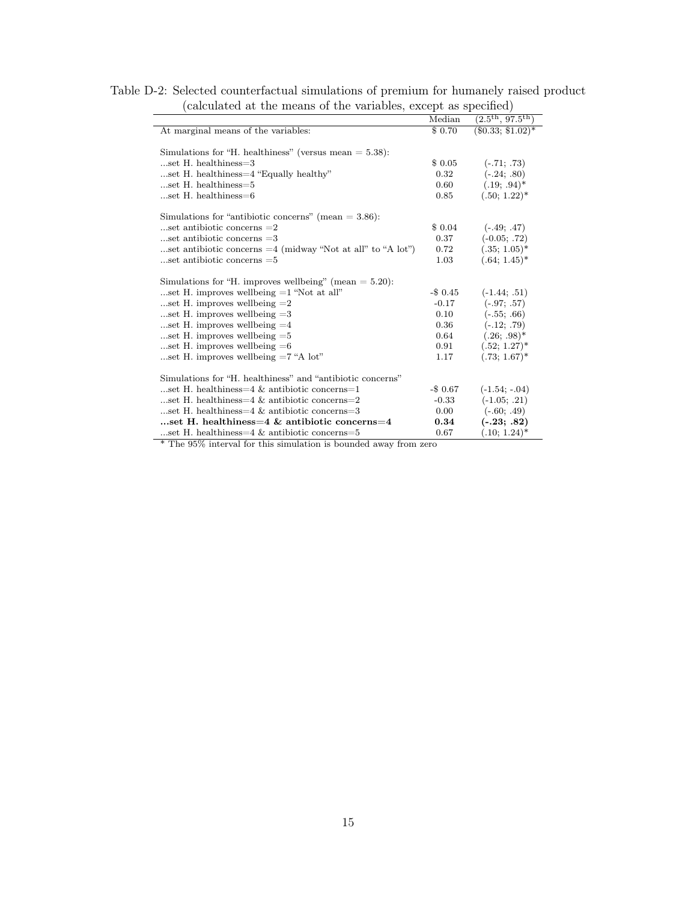Table D-2: Selected counterfactual simulations of premium for humanely raised product (calculated at the means of the variables, except as specified)

| | Median | ($2.5^{th}$, $97.5^{th}$) |
|---|---|---|
| At marginal means of the variables: | $ 0.70 | ($0.33; $1.02)* |
| | | |
| Simulations for "H. healthiness" (versus mean = 5.38): | | |
| ...set H. healthiness=3 | $ 0.05 | (-.71; .73) |
| ...set H. healthiness=4 "Equally healthy" | 0.32 | (-.24; .80) |
| ...set H. healthiness=5 | 0.60 | (.19; .94)* |
| ...set H. healthiness=6 | 0.85 | (.50; 1.22)* |
| | | |
| Simulations for "antibiotic concerns" (mean = 3.86): | | |
| ...set antibiotic concerns =2 | $ 0.04 | (-.49; .47) |
| ...set antibiotic concerns =3 | 0.37 | (-0.05; .72) |
| ...set antibiotic concerns =4 (midway "Not at all" to "A lot") | 0.72 | (.35; 1.05)* |
| ...set antibiotic concerns =5 | 1.03 | (.64; 1.45)* |
| | | |
| Simulations for "H. improves wellbeing" (mean = 5.20): | | |
| ...set H. improves wellbeing =1 "Not at all" | -$ 0.45 | (-1.44; .51) |
| ...set H. improves wellbeing =2 | -0.17 | (-.97; .57) |
| ...set H. improves wellbeing =3 | 0.10 | (-.55; .66) |
| ...set H. improves wellbeing =4 | 0.36 | (-.12; .79) |
| ...set H. improves wellbeing =5 | 0.64 | (.26; .98)* |
| ...set H. improves wellbeing =6 | 0.91 | (.52; 1.27)* |
| ...set H. improves wellbeing =7 "A lot" | 1.17 | (.73; 1.67)* |
| | | |
| Simulations for "H. healthiness" and "antibiotic concerns" | | |
| ...set H. healthiness=4 & antibiotic concerns=1 | -$ 0.67 | (-1.54; -.04) |
| ...set H. healthiness=4 & antibiotic concerns=2 | -0.33 | (-1.05; .21) |
| ...set H. healthiness=4 & antibiotic concerns=3 | 0.00 | (-.60; .49) |
| **...set H. healthiness=4 & antibiotic concerns=4** | **0.34** | **(-.23; .82)** |
| ...set H. healthiness=4 & antibiotic concerns=5 | 0.67 | (.10; 1.24)* |

\* The 95% interval for this simulation is bounded away from zero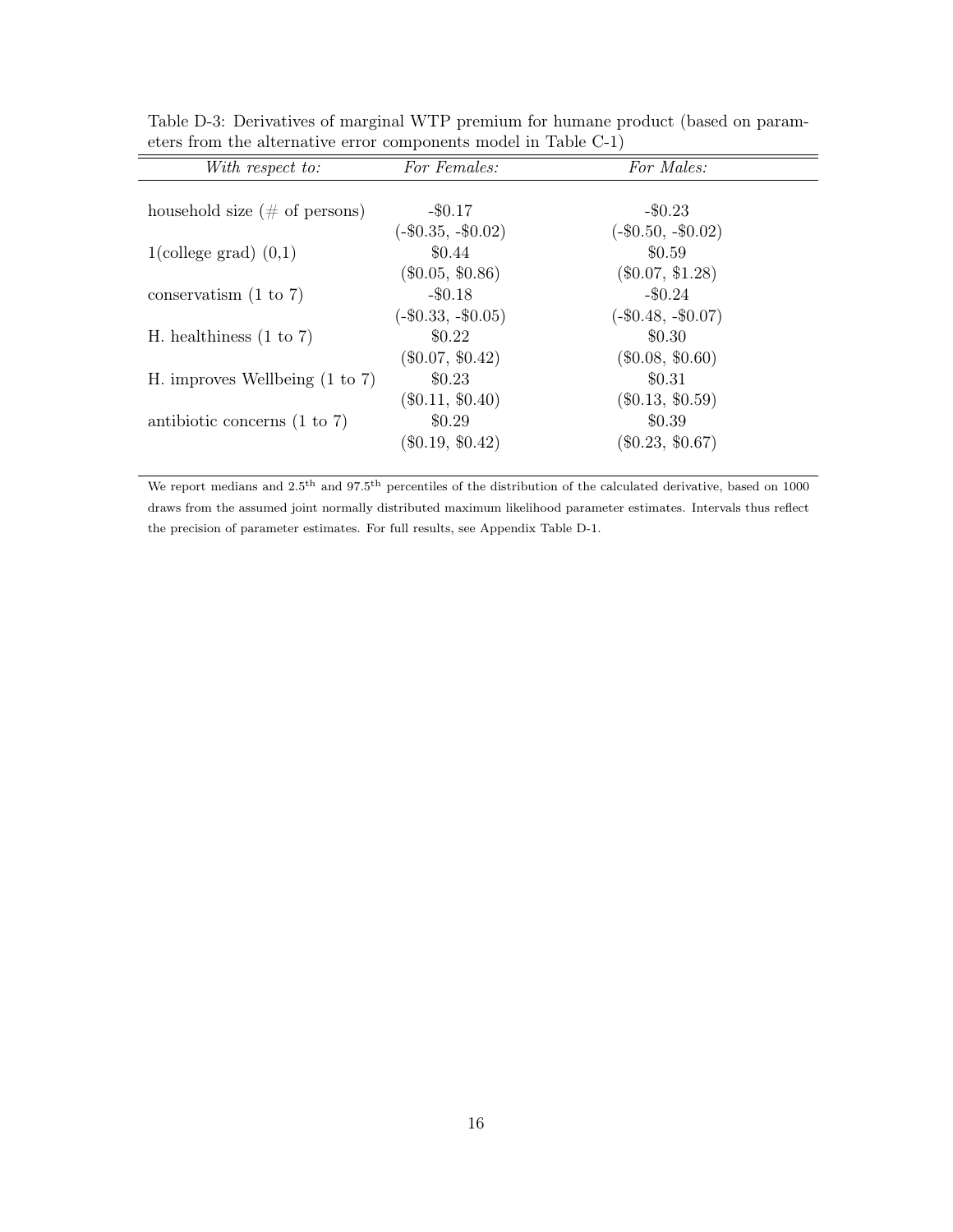Table D-3: Derivatives of marginal WTP premium for humane product (based on parameters from the alternative error components model in Table C-1)

| *With respect to:* | *For Females:* | *For Males:* |
|---|---|---|
| household size (# of persons) | -\$0.17 | -\$0.23 |
| | (-\$0.35, -\$0.02) | (-\$0.50, -\$0.02) |
| 1(college grad) (0,1) | \$0.44 | \$0.59 |
| | (\$0.05, \$0.86) | (\$0.07, \$1.28) |
| conservatism (1 to 7) | -\$0.18 | -\$0.24 |
| | (-\$0.33, -\$0.05) | (-\$0.48, -\$0.07) |
| H. healthiness (1 to 7) | \$0.22 | \$0.30 |
| | (\$0.07, \$0.42) | (\$0.08, \$0.60) |
| H. improves Wellbeing (1 to 7) | \$0.23 | \$0.31 |
| | (\$0.11, \$0.40) | (\$0.13, \$0.59) |
| antibiotic concerns (1 to 7) | \$0.29 | \$0.39 |
| | (\$0.19, \$0.42) | (\$0.23, \$0.67) |

We report medians and $2.5^{\text{th}}$ and $97.5^{\text{th}}$ percentiles of the distribution of the calculated derivative, based on 1000 draws from the assumed joint normally distributed maximum likelihood parameter estimates. Intervals thus reflect the precision of parameter estimates. For full results, see Appendix Table D-1.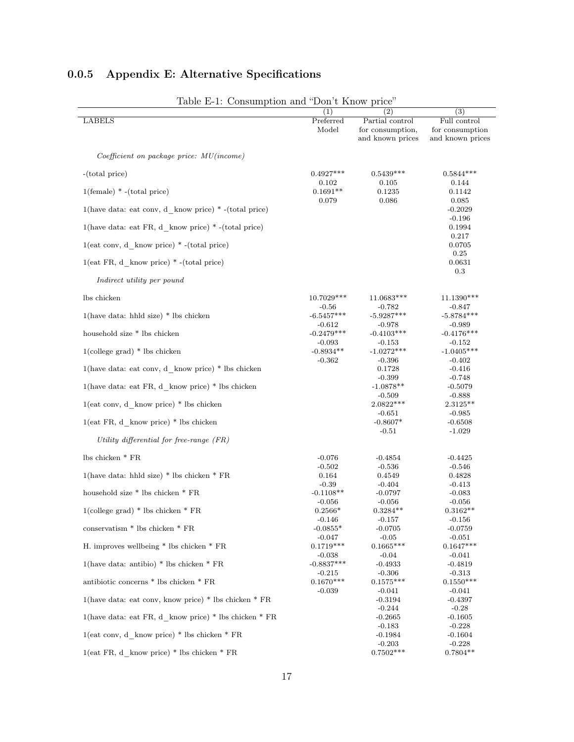### 0.0.5 Appendix E: Alternative Specifications

Table E-1: Consumption and "Don't Know price"

| | (1) | (2) | (3) |
|---|---|---|---|
| LABELS | Preferred Model | Partial control for consumption, and known prices | Full control for consumption and known prices |
| *Coefficient on package price: MU(income)* | | | |
| -(total price) | 0.4927*** | 0.5439*** | 0.5844*** |
| | 0.102 | 0.105 | 0.144 |
| 1(female) * -(total price) | 0.1691** | 0.1235 | 0.1142 |
| | 0.079 | 0.086 | 0.085 |
| 1(have data: eat conv, d_know price) * -(total price) | | | -0.2029 |
| | | | -0.196 |
| 1(have data: eat FR, d_know price) * -(total price) | | | 0.1994 |
| | | | 0.217 |
| 1(eat conv, d_know price) * -(total price) | | | 0.0705 |
| | | | 0.25 |
| 1(eat FR, d_know price) * -(total price) | | | 0.0631 |
| | | | 0.3 |
| *Indirect utility per pound* | | | |
| lbs chicken | 10.7029*** | 11.0683*** | 11.1390*** |
| | -0.56 | -0.782 | -0.847 |
| 1(have data: hhld size) * lbs chicken | -6.5457*** | -5.9287*** | -5.8784*** |
| | -0.612 | -0.978 | -0.989 |
| household size * lbs chicken | -0.2479*** | -0.4103*** | -0.4176*** |
| | -0.093 | -0.153 | -0.152 |
| 1(college grad) * lbs chicken | -0.8934** | -1.0272*** | -1.0405*** |
| | -0.362 | -0.396 | -0.402 |
| 1(have data: eat conv, d_know price) * lbs chicken | | 0.1728 | -0.416 |
| | | -0.399 | -0.748 |
| 1(have data: eat FR, d_know price) * lbs chicken | | -1.0878** | -0.5079 |
| | | -0.509 | -0.888 |
| 1(eat conv, d_know price) * lbs chicken | | 2.0822*** | 2.3125** |
| | | -0.651 | -0.985 |
| 1(eat FR, d_know price) * lbs chicken | | -0.8607* | -0.6508 |
| | | -0.51 | -1.029 |
| *Utility differential for free-range (FR)* | | | |
| lbs chicken * FR | -0.076 | -0.4854 | -0.4425 |
| | -0.502 | -0.536 | -0.546 |
| 1(have data: hhld size) * lbs chicken * FR | 0.164 | 0.4549 | 0.4828 |
| | -0.39 | -0.404 | -0.413 |
| household size * lbs chicken * FR | -0.1108** | -0.0797 | -0.083 |
| | -0.056 | -0.056 | -0.056 |
| 1(college grad) * lbs chicken * FR | 0.2566* | 0.3284** | 0.3162** |
| | -0.146 | -0.157 | -0.156 |
| conservatism * lbs chicken * FR | -0.0855* | -0.0705 | -0.0759 |
| | -0.047 | -0.05 | -0.051 |
| H. improves wellbeing * lbs chicken * FR | 0.1719*** | 0.1665*** | 0.1647*** |
| | -0.038 | -0.04 | -0.041 |
| 1(have data: antibio) * lbs chicken * FR | -0.8837*** | -0.4933 | -0.4819 |
| | -0.215 | -0.306 | -0.313 |
| antibiotic concerns * lbs chicken * FR | 0.1670*** | 0.1575*** | 0.1550*** |
| | -0.039 | -0.041 | -0.041 |
| 1(have data: eat conv, know price) * lbs chicken * FR | | -0.3194 | -0.4397 |
| | | -0.244 | -0.28 |
| 1(have data: eat FR, d_know price) * lbs chicken * FR | | -0.2665 | -0.1605 |
| | | -0.183 | -0.228 |
| 1(eat conv, d_know price) * lbs chicken * FR | | -0.1984 | -0.1604 |
| | | -0.203 | -0.228 |
| 1(eat FR, d_know price) * lbs chicken * FR | | 0.7502*** | 0.7804** |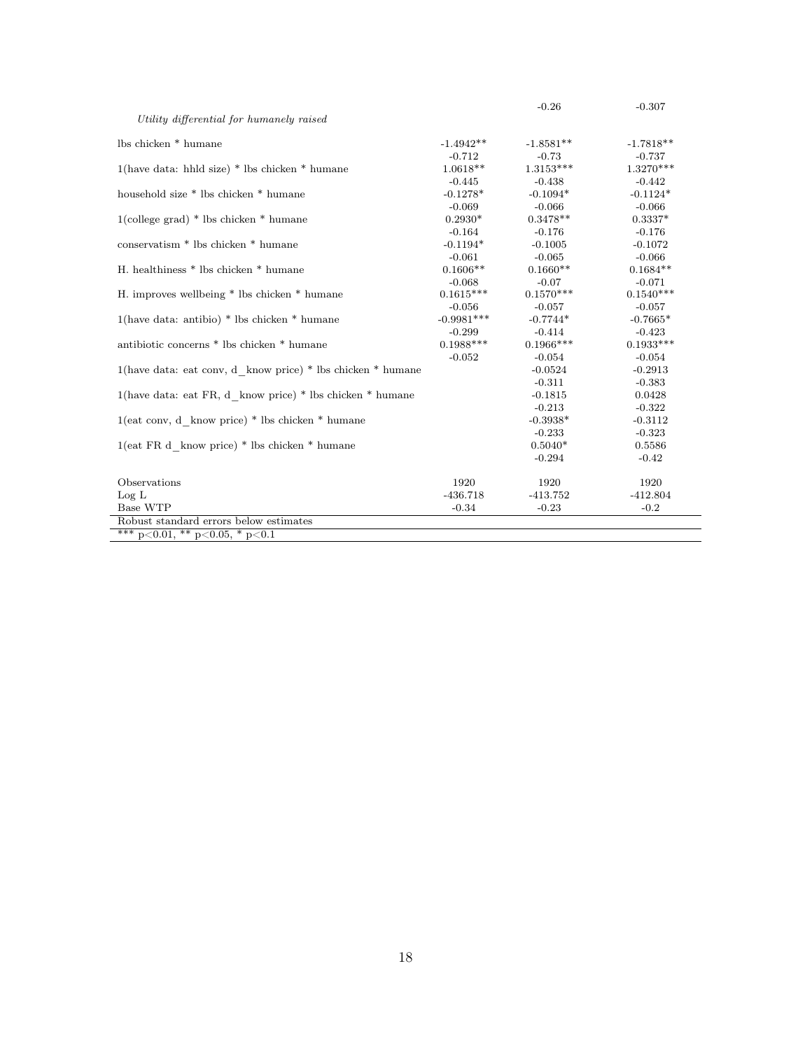| | | | |
|---|---|---|---|
| | | -0.26 | -0.307 |
| *Utility differential for humanely raised* | | | |
| lbs chicken * humane | -1.4942** | -1.8581** | -1.7818** |
| | -0.712 | -0.73 | -0.737 |
| 1(have data: hhld size) * lbs chicken * humane | 1.0618** | 1.3153*** | 1.3270*** |
| | -0.445 | -0.438 | -0.442 |
| household size * lbs chicken * humane | -0.1278* | -0.1094* | -0.1124* |
| | -0.069 | -0.066 | -0.066 |
| 1(college grad) * lbs chicken * humane | 0.2930* | 0.3478** | 0.3337* |
| | -0.164 | -0.176 | -0.176 |
| conservatism * lbs chicken * humane | -0.1194* | -0.1005 | -0.1072 |
| | -0.061 | -0.065 | -0.066 |
| H. healthiness * lbs chicken * humane | 0.1606** | 0.1660** | 0.1684** |
| | -0.068 | -0.07 | -0.071 |
| H. improves wellbeing * lbs chicken * humane | 0.1615*** | 0.1570*** | 0.1540*** |
| | -0.056 | -0.057 | -0.057 |
| 1(have data: antibio) * lbs chicken * humane | -0.9981*** | -0.7744* | -0.7665* |
| | -0.299 | -0.414 | -0.423 |
| antibiotic concerns * lbs chicken * humane | 0.1988*** | 0.1966*** | 0.1933*** |
| | -0.052 | -0.054 | -0.054 |
| 1(have data: eat conv, d_know price) * lbs chicken * humane | | -0.0524 | -0.2913 |
| | | -0.311 | -0.383 |
| 1(have data: eat FR, d_know price) * lbs chicken * humane | | -0.1815 | 0.0428 |
| | | -0.213 | -0.322 |
| 1(eat conv, d_know price) * lbs chicken * humane | | -0.3938* | -0.3112 |
| | | -0.233 | -0.323 |
| 1(eat FR d_know price) * lbs chicken * humane | | 0.5040* | 0.5586 |
| | | -0.294 | -0.42 |
| Observations | 1920 | 1920 | 1920 |
| Log L | -436.718 | -413.752 | -412.804 |
| Base WTP | -0.34 | -0.23 | -0.2 |

Robust standard errors below estimates

*** p<0.01, ** p<0.05, * p<0.1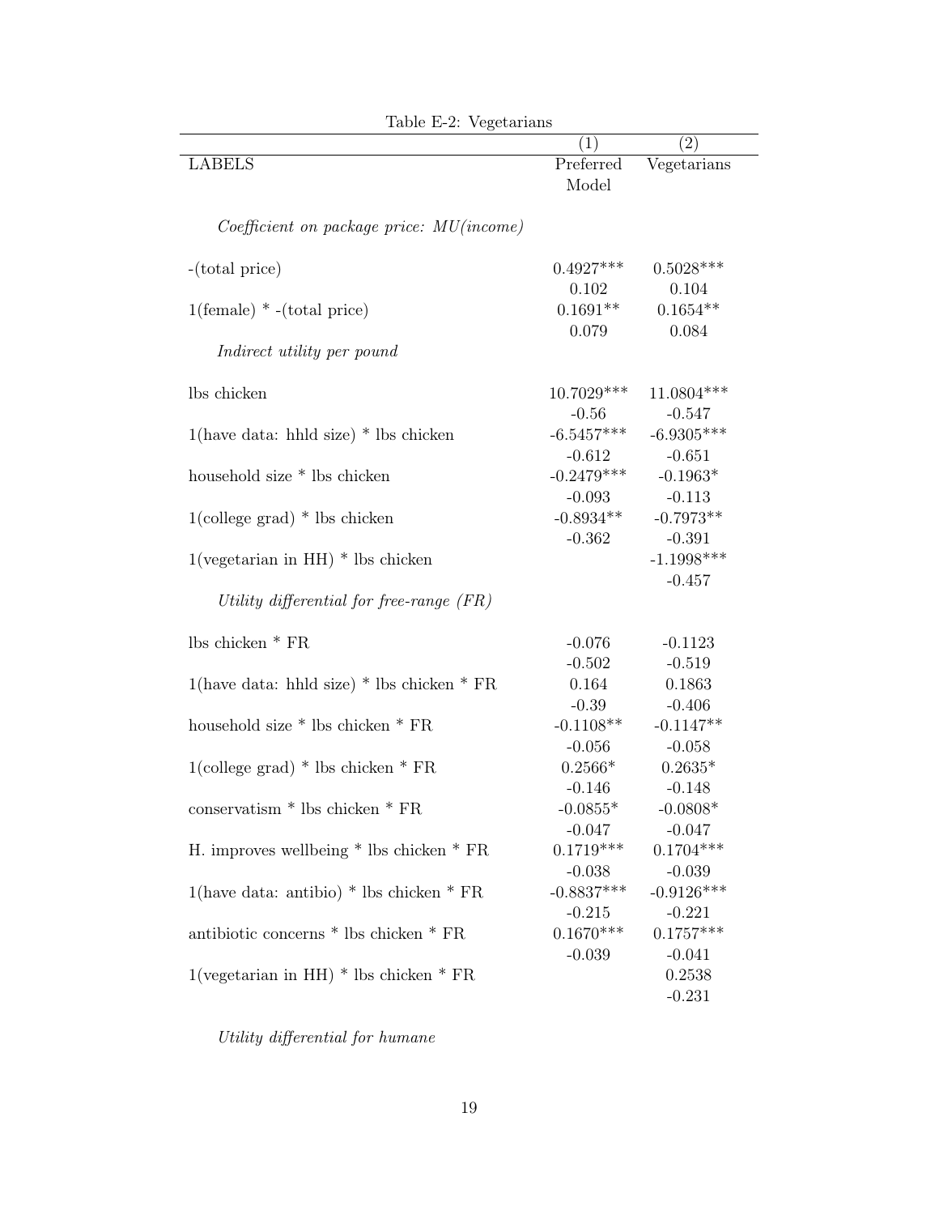Table E-2: Vegetarians

| | (1) | (2) |
|---|---|---|
| LABELS | Preferred Model | Vegetarians |
| *Coefficient on package price: MU(income)* | | |
| -(total price) | 0.4927*** | 0.5028*** |
| | 0.102 | 0.104 |
| 1(female) * -(total price) | 0.1691** | 0.1654** |
| | 0.079 | 0.084 |
| *Indirect utility per pound* | | |
| lbs chicken | 10.7029*** | 11.0804*** |
| | -0.56 | -0.547 |
| 1(have data: hhld size) * lbs chicken | -6.5457*** | -6.9305*** |
| | -0.612 | -0.651 |
| household size * lbs chicken | -0.2479*** | -0.1963* |
| | -0.093 | -0.113 |
| 1(college grad) * lbs chicken | -0.8934** | -0.7973** |
| | -0.362 | -0.391 |
| 1(vegetarian in HH) * lbs chicken | | -1.1998*** |
| | | -0.457 |
| *Utility differential for free-range (FR)* | | |
| lbs chicken * FR | -0.076 | -0.1123 |
| | -0.502 | -0.519 |
| 1(have data: hhld size) * lbs chicken * FR | 0.164 | 0.1863 |
| | -0.39 | -0.406 |
| household size * lbs chicken * FR | -0.1108** | -0.1147** |
| | -0.056 | -0.058 |
| 1(college grad) * lbs chicken * FR | 0.2566* | 0.2635* |
| | -0.146 | -0.148 |
| conservatism * lbs chicken * FR | -0.0855* | -0.0808* |
| | -0.047 | -0.047 |
| H. improves wellbeing * lbs chicken * FR | 0.1719*** | 0.1704*** |
| | -0.038 | -0.039 |
| 1(have data: antibio) * lbs chicken * FR | -0.8837*** | -0.9126*** |
| | -0.215 | -0.221 |
| antibiotic concerns * lbs chicken * FR | 0.1670*** | 0.1757*** |
| | -0.039 | -0.041 |
| 1(vegetarian in HH) * lbs chicken * FR | | 0.2538 |
| | | -0.231 |
| *Utility differential for humane* | | |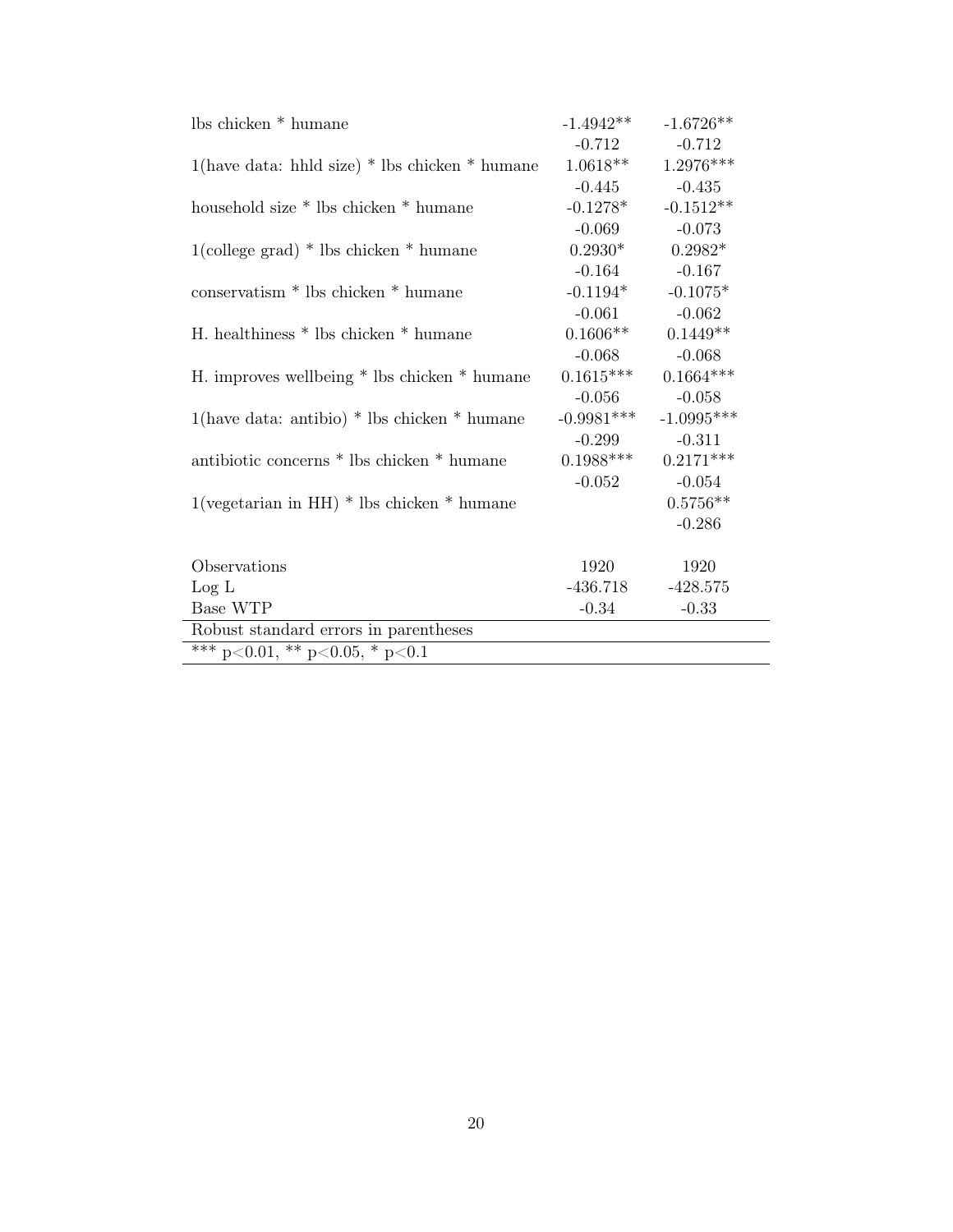| | | |
|---|---|---|
| lbs chicken * humane | -1.4942** | -1.6726** |
| | -0.712 | -0.712 |
| 1(have data: hhld size) * lbs chicken * humane | 1.0618** | 1.2976*** |
| | -0.445 | -0.435 |
| household size * lbs chicken * humane | -0.1278* | -0.1512** |
| | -0.069 | -0.073 |
| 1(college grad) * lbs chicken * humane | 0.2930* | 0.2982* |
| | -0.164 | -0.167 |
| conservatism * lbs chicken * humane | -0.1194* | -0.1075* |
| | -0.061 | -0.062 |
| H. healthiness * lbs chicken * humane | 0.1606** | 0.1449** |
| | -0.068 | -0.068 |
| H. improves wellbeing * lbs chicken * humane | 0.1615*** | 0.1664*** |
| | -0.056 | -0.058 |
| 1(have data: antibio) * lbs chicken * humane | -0.9981*** | -1.0995*** |
| | -0.299 | -0.311 |
| antibiotic concerns * lbs chicken * humane | 0.1988*** | 0.2171*** |
| | -0.052 | -0.054 |
| 1(vegetarian in HH) * lbs chicken * humane | | 0.5756** |
| | | -0.286 |
| | | |
| Observations | 1920 | 1920 |
| Log L | -436.718 | -428.575 |
| Base WTP | -0.34 | -0.33 |

Robust standard errors in parentheses

*** p<0.01, ** p<0.05, * p<0.1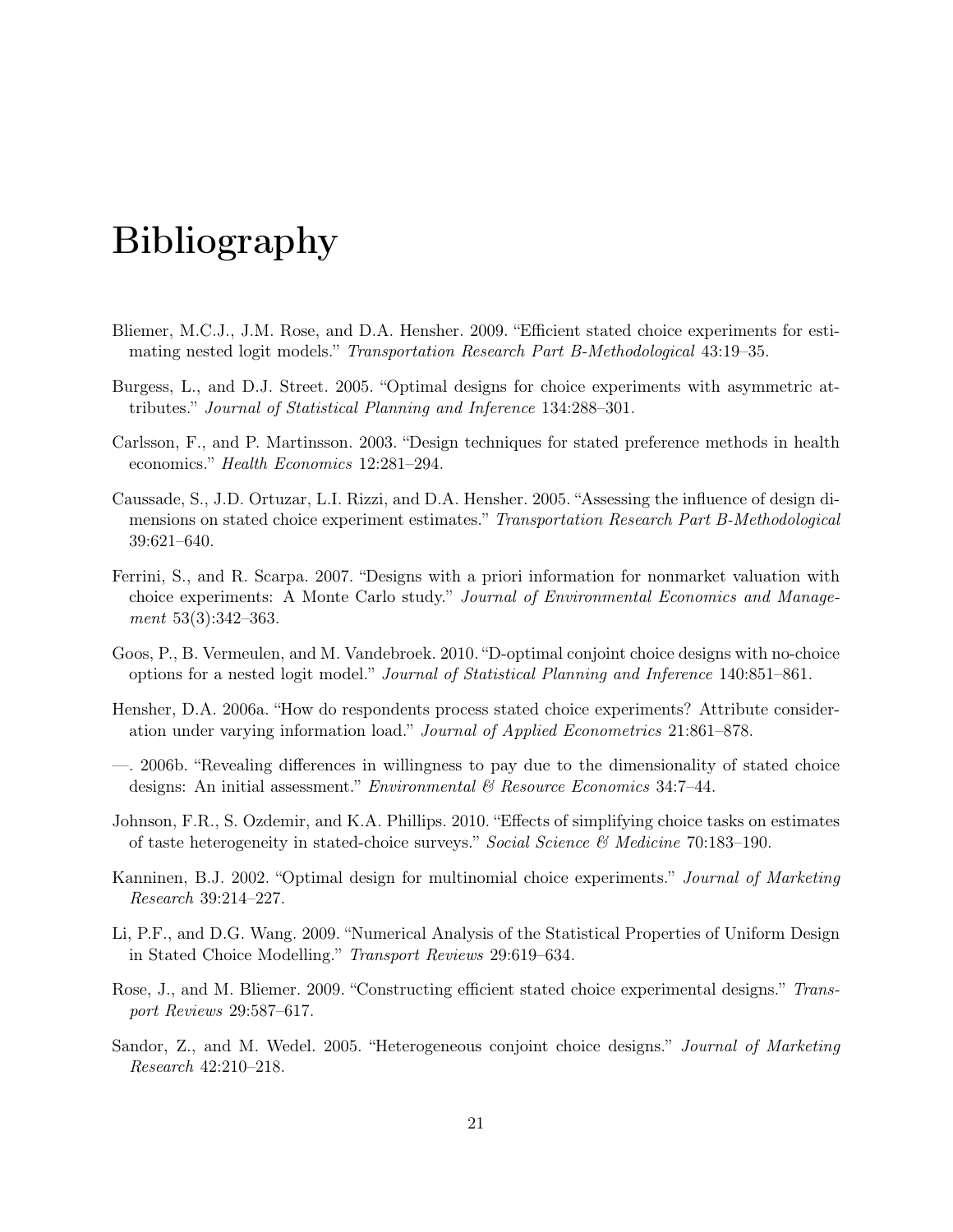# Bibliography

Bliemer, M.C.J., J.M. Rose, and D.A. Hensher. 2009. "Efficient stated choice experiments for estimating nested logit models." *Transportation Research Part B-Methodological* 43:19–35.

Burgess, L., and D.J. Street. 2005. "Optimal designs for choice experiments with asymmetric attributes." *Journal of Statistical Planning and Inference* 134:288–301.

Carlsson, F., and P. Martinsson. 2003. "Design techniques for stated preference methods in health economics." *Health Economics* 12:281–294.

Caussade, S., J.D. Ortuzar, L.I. Rizzi, and D.A. Hensher. 2005. "Assessing the influence of design dimensions on stated choice experiment estimates." *Transportation Research Part B-Methodological* 39:621–640.

Ferrini, S., and R. Scarpa. 2007. "Designs with a priori information for nonmarket valuation with choice experiments: A Monte Carlo study." *Journal of Environmental Economics and Management* 53(3):342–363.

Goos, P., B. Vermeulen, and M. Vandebroek. 2010. "D-optimal conjoint choice designs with no-choice options for a nested logit model." *Journal of Statistical Planning and Inference* 140:851–861.

Hensher, D.A. 2006a. "How do respondents process stated choice experiments? Attribute consideration under varying information load." *Journal of Applied Econometrics* 21:861–878.

—. 2006b. "Revealing differences in willingness to pay due to the dimensionality of stated choice designs: An initial assessment." *Environmental & Resource Economics* 34:7–44.

Johnson, F.R., S. Ozdemir, and K.A. Phillips. 2010. "Effects of simplifying choice tasks on estimates of taste heterogeneity in stated-choice surveys." *Social Science & Medicine* 70:183–190.

Kanninen, B.J. 2002. "Optimal design for multinomial choice experiments." *Journal of Marketing Research* 39:214–227.

Li, P.F., and D.G. Wang. 2009. "Numerical Analysis of the Statistical Properties of Uniform Design in Stated Choice Modelling." *Transport Reviews* 29:619–634.

Rose, J., and M. Bliemer. 2009. "Constructing efficient stated choice experimental designs." *Transport Reviews* 29:587–617.

Sandor, Z., and M. Wedel. 2005. "Heterogeneous conjoint choice designs." *Journal of Marketing Research* 42:210–218.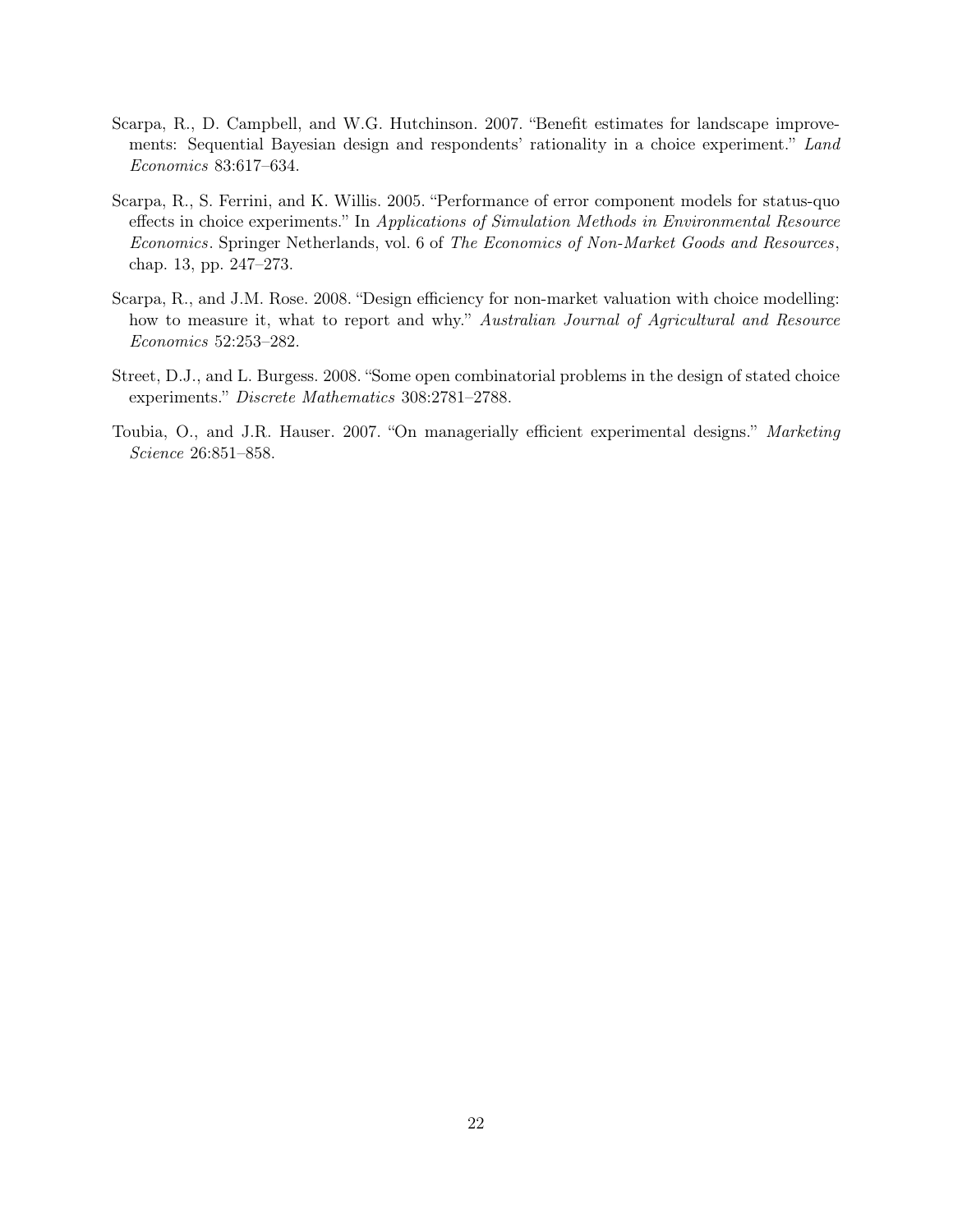Scarpa, R., D. Campbell, and W.G. Hutchinson. 2007. "Benefit estimates for landscape improvements: Sequential Bayesian design and respondents' rationality in a choice experiment." *Land Economics* 83:617–634.

Scarpa, R., S. Ferrini, and K. Willis. 2005. "Performance of error component models for status-quo effects in choice experiments." In *Applications of Simulation Methods in Environmental Resource Economics*. Springer Netherlands, vol. 6 of *The Economics of Non-Market Goods and Resources*, chap. 13, pp. 247–273.

Scarpa, R., and J.M. Rose. 2008. "Design efficiency for non-market valuation with choice modelling: how to measure it, what to report and why." *Australian Journal of Agricultural and Resource Economics* 52:253–282.

Street, D.J., and L. Burgess. 2008. "Some open combinatorial problems in the design of stated choice experiments." *Discrete Mathematics* 308:2781–2788.

Toubia, O., and J.R. Hauser. 2007. "On managerially efficient experimental designs." *Marketing Science* 26:851–858.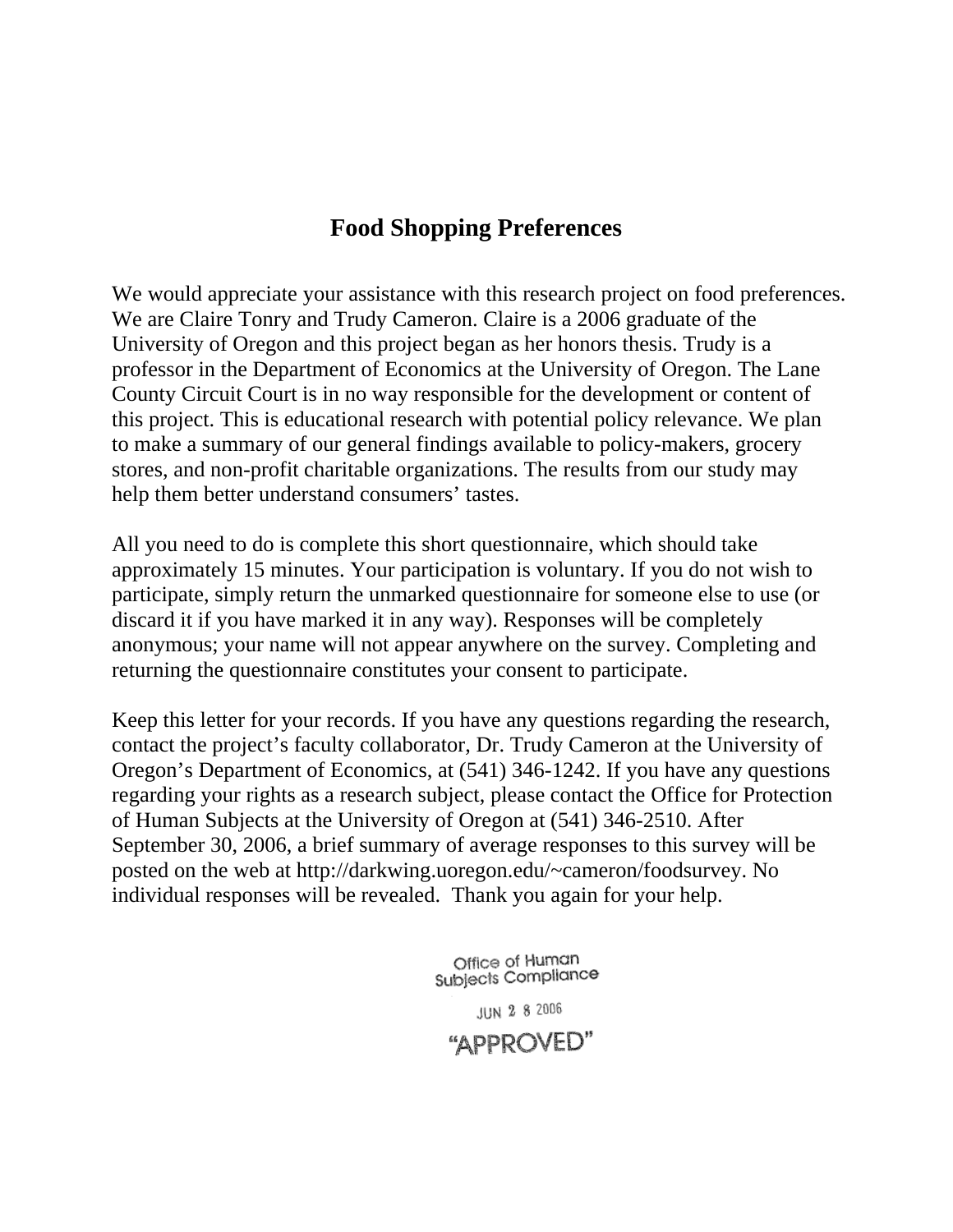# Food Shopping Preferences

We would appreciate your assistance with this research project on food preferences. We are Claire Tonry and Trudy Cameron. Claire is a 2006 graduate of the University of Oregon and this project began as her honors thesis. Trudy is a professor in the Department of Economics at the University of Oregon. The Lane County Circuit Court is in no way responsible for the development or content of this project. This is educational research with potential policy relevance. We plan to make a summary of our general findings available to policy-makers, grocery stores, and non-profit charitable organizations. The results from our study may help them better understand consumers' tastes.

All you need to do is complete this short questionnaire, which should take approximately 15 minutes. Your participation is voluntary. If you do not wish to participate, simply return the unmarked questionnaire for someone else to use (or discard it if you have marked it in any way). Responses will be completely anonymous; your name will not appear anywhere on the survey. Completing and returning the questionnaire constitutes your consent to participate.

Keep this letter for your records. If you have any questions regarding the research, contact the project's faculty collaborator, Dr. Trudy Cameron at the University of Oregon's Department of Economics, at (541) 346-1242. If you have any questions regarding your rights as a research subject, please contact the Office for Protection of Human Subjects at the University of Oregon at (541) 346-2510. After September 30, 2006, a brief summary of average responses to this survey will be posted on the web at http://darkwing.uoregon.edu/~cameron/foodsurvey. No individual responses will be revealed. Thank you again for your help.

Office of Human Subjects Compliance

JUN 28 2006

"APPROVED"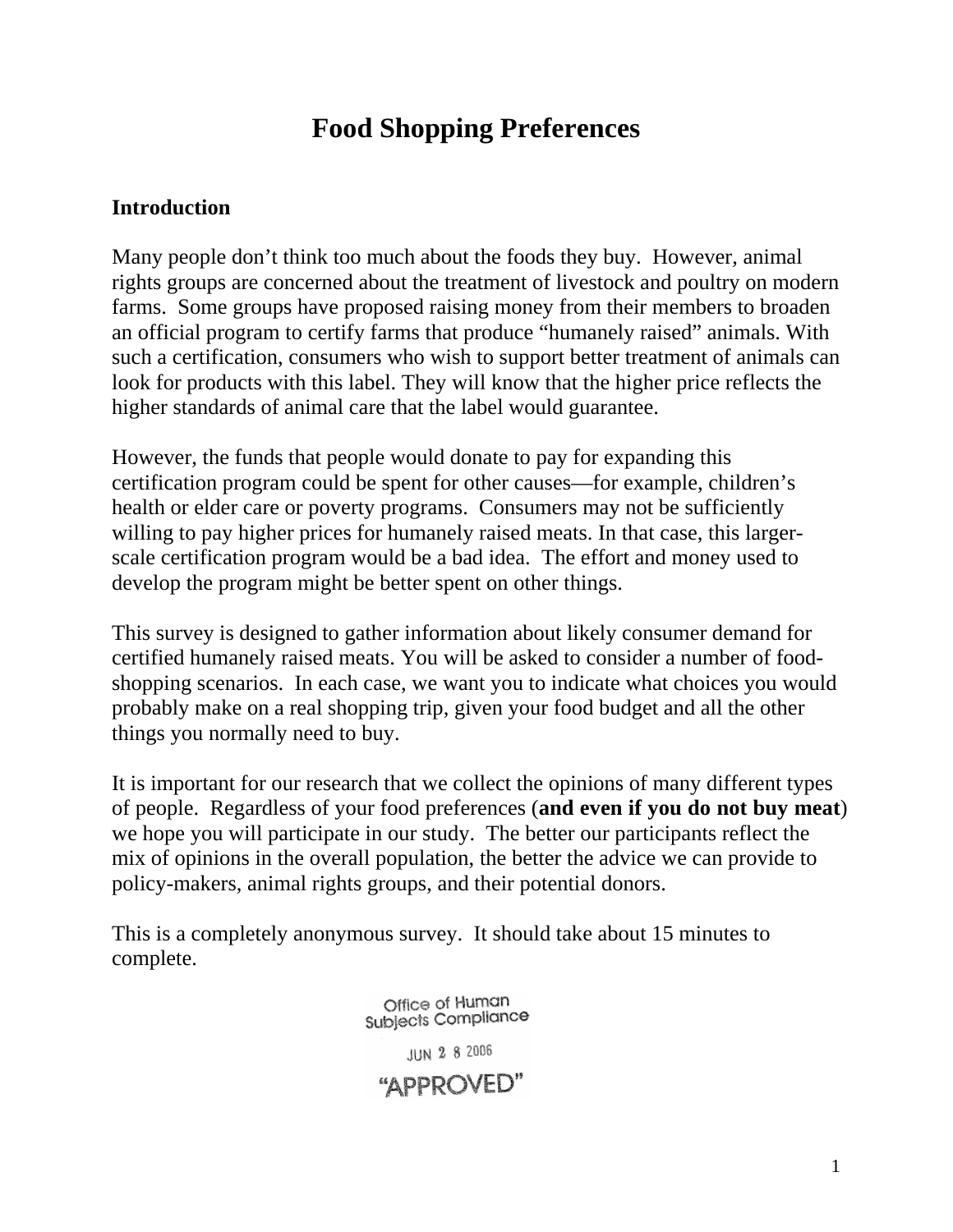# Food Shopping Preferences

## Introduction

Many people don't think too much about the foods they buy. However, animal rights groups are concerned about the treatment of livestock and poultry on modern farms. Some groups have proposed raising money from their members to broaden an official program to certify farms that produce "humanely raised" animals. With such a certification, consumers who wish to support better treatment of animals can look for products with this label. They will know that the higher price reflects the higher standards of animal care that the label would guarantee.

However, the funds that people would donate to pay for expanding this certification program could be spent for other causes—for example, children's health or elder care or poverty programs. Consumers may not be sufficiently willing to pay higher prices for humanely raised meats. In that case, this larger-scale certification program would be a bad idea. The effort and money used to develop the program might be better spent on other things.

This survey is designed to gather information about likely consumer demand for certified humanely raised meats. You will be asked to consider a number of food-shopping scenarios. In each case, we want you to indicate what choices you would probably make on a real shopping trip, given your food budget and all the other things you normally need to buy.

It is important for our research that we collect the opinions of many different types of people. Regardless of your food preferences (**and even if you do not buy meat**) we hope you will participate in our study. The better our participants reflect the mix of opinions in the overall population, the better the advice we can provide to policy-makers, animal rights groups, and their potential donors.

This is a completely anonymous survey. It should take about 15 minutes to complete.

Office of Human Subjects Compliance

JUN 2 8 2006

"APPROVED"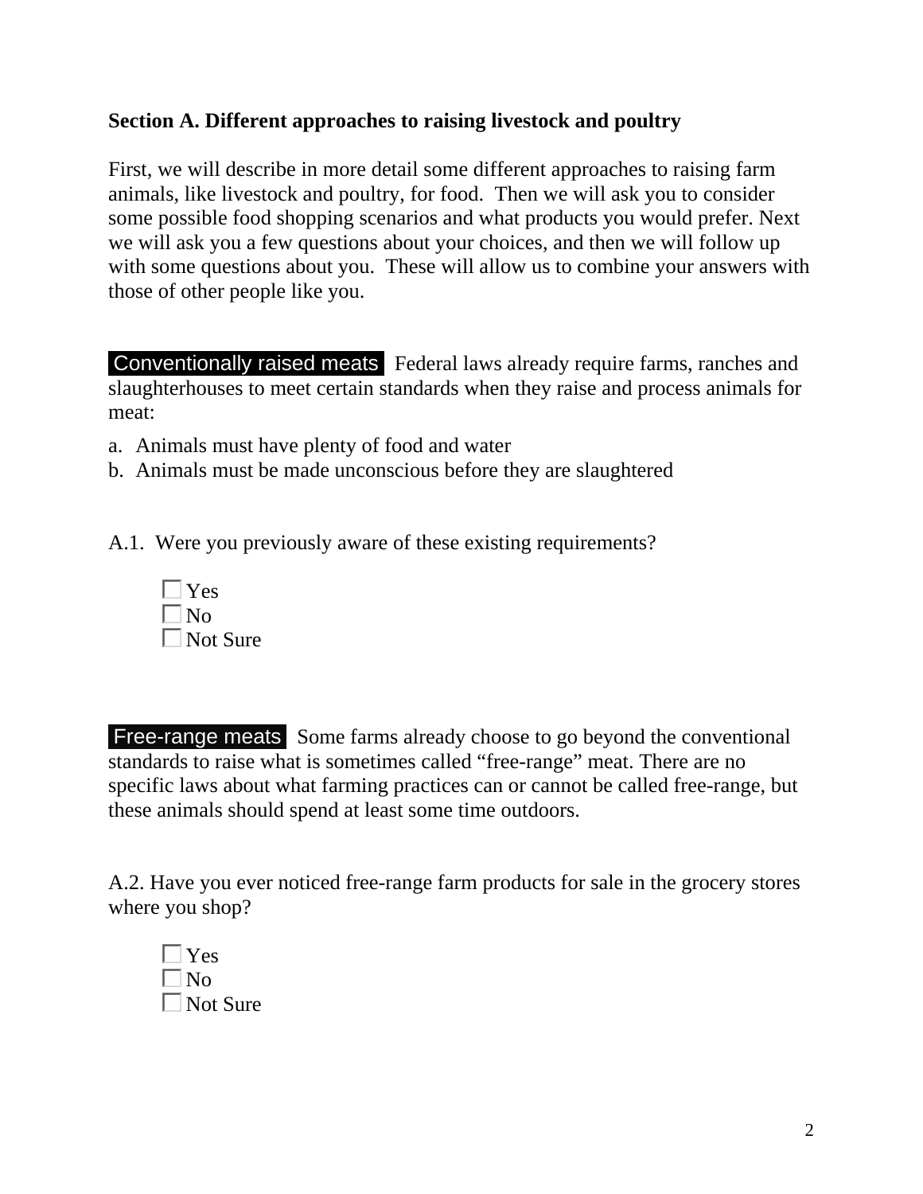## Section A. Different approaches to raising livestock and poultry

First, we will describe in more detail some different approaches to raising farm animals, like livestock and poultry, for food. Then we will ask you to consider some possible food shopping scenarios and what products you would prefer. Next we will ask you a few questions about your choices, and then we will follow up with some questions about you. These will allow us to combine your answers with those of other people like you.

**Conventionally raised meats** Federal laws already require farms, ranches and slaughterhouses to meet certain standards when they raise and process animals for meat:

a. Animals must have plenty of food and water
b. Animals must be made unconscious before they are slaughtered

A.1. Were you previously aware of these existing requirements?

- ☐ Yes
- ☐ No
- ☐ Not Sure

**Free-range meats** Some farms already choose to go beyond the conventional standards to raise what is sometimes called "free-range" meat. There are no specific laws about what farming practices can or cannot be called free-range, but these animals should spend at least some time outdoors.

A.2. Have you ever noticed free-range farm products for sale in the grocery stores where you shop?

- ☐ Yes
- ☐ No
- ☐ Not Sure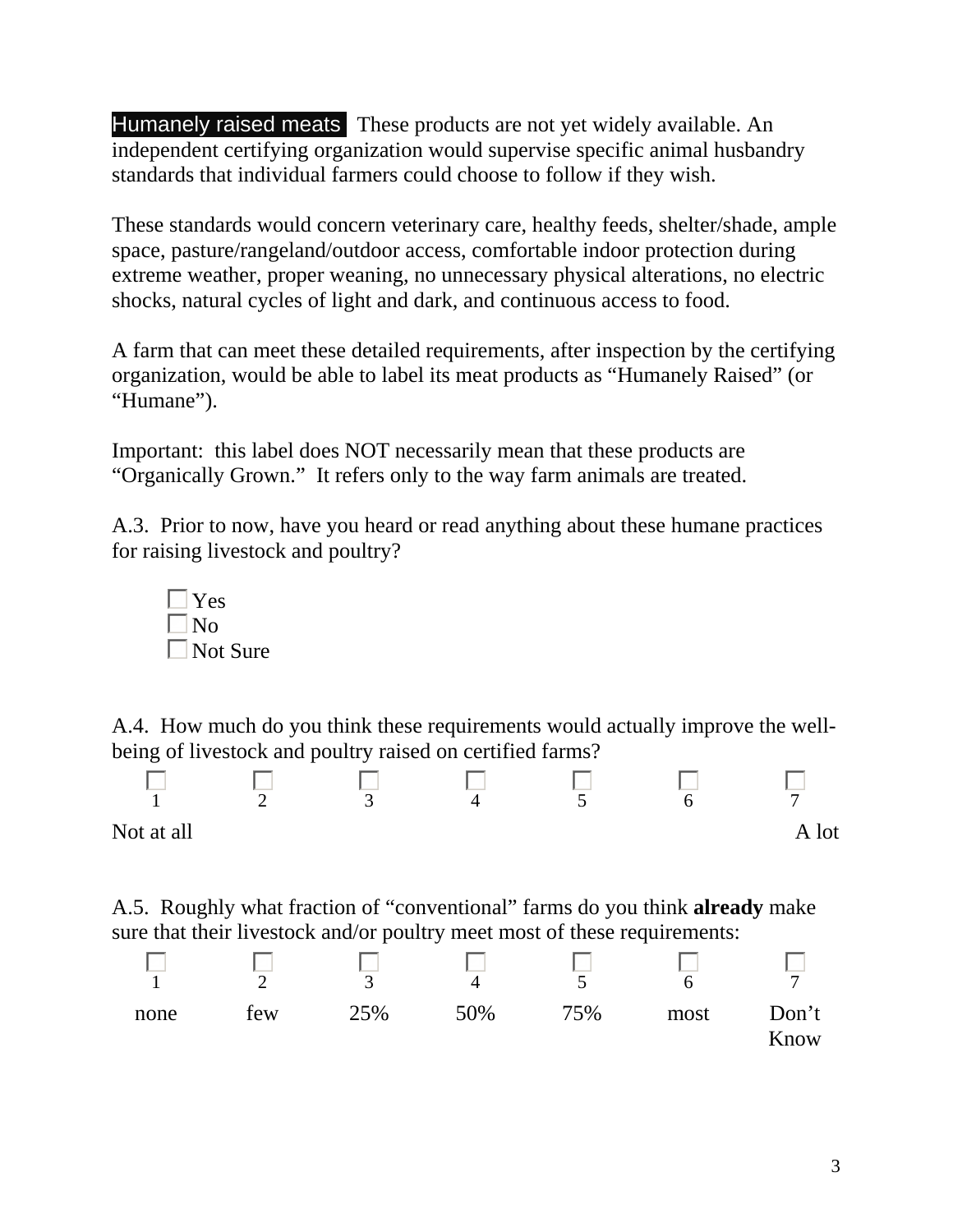**Humanely raised meats** These products are not yet widely available. An independent certifying organization would supervise specific animal husbandry standards that individual farmers could choose to follow if they wish.

These standards would concern veterinary care, healthy feeds, shelter/shade, ample space, pasture/rangeland/outdoor access, comfortable indoor protection during extreme weather, proper weaning, no unnecessary physical alterations, no electric shocks, natural cycles of light and dark, and continuous access to food.

A farm that can meet these detailed requirements, after inspection by the certifying organization, would be able to label its meat products as “Humanely Raised” (or “Humane”).

Important: this label does NOT necessarily mean that these products are “Organically Grown.” It refers only to the way farm animals are treated.

A.3. Prior to now, have you heard or read anything about these humane practices for raising livestock and poultry?

- ☐ Yes
- ☐ No
- ☐ Not Sure

A.4. How much do you think these requirements would actually improve the well-being of livestock and poultry raised on certified farms?

| ☐ | ☐ | ☐ | ☐ | ☐ | ☐ | ☐ |
|---|---|---|---|---|---|---|
| 1 | 2 | 3 | 4 | 5 | 6 | 7 |
| Not at all | | | | | | A lot |

A.5. Roughly what fraction of “conventional” farms do you think **already** make sure that their livestock and/or poultry meet most of these requirements:

| ☐ | ☐ | ☐ | ☐ | ☐ | ☐ | ☐ |
|---|---|---|---|---|---|---|
| 1 | 2 | 3 | 4 | 5 | 6 | 7 |
| none | few | 25% | 50% | 75% | most | Don’t Know |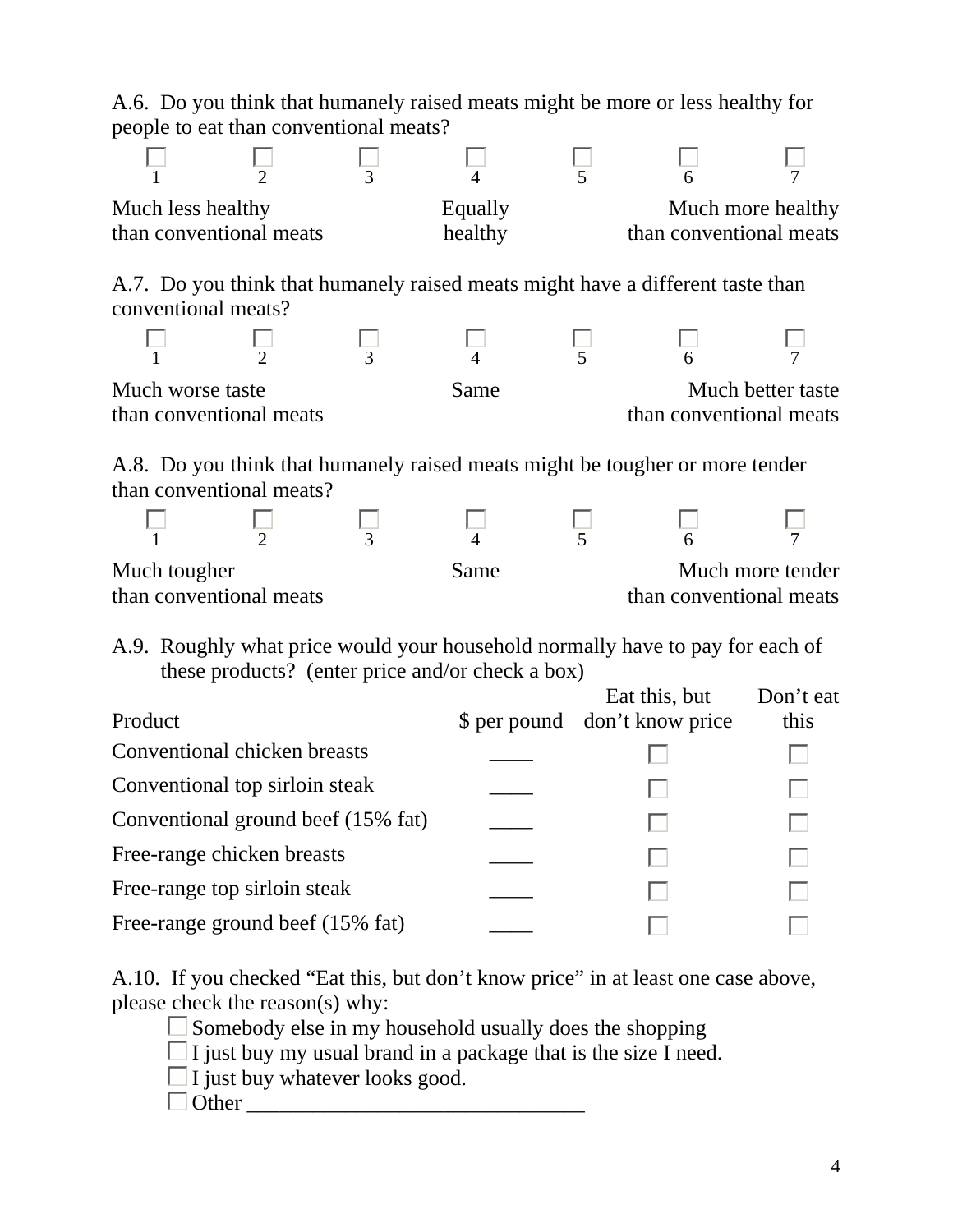A.6. Do you think that humanely raised meats might be more or less healthy for people to eat than conventional meats?

| ☐ 1 | ☐ 2 | ☐ 3 | ☐ 4 | ☐ 5 | ☐ 6 | ☐ 7 |
|---|---|---|---|---|---|---|
| Much less healthy than conventional meats | | | Equally healthy | | | Much more healthy than conventional meats |

A.7. Do you think that humanely raised meats might have a different taste than conventional meats?

| ☐ 1 | ☐ 2 | ☐ 3 | ☐ 4 | ☐ 5 | ☐ 6 | ☐ 7 |
|---|---|---|---|---|---|---|
| Much worse taste than conventional meats | | | Same | | | Much better taste than conventional meats |

A.8. Do you think that humanely raised meats might be tougher or more tender than conventional meats?

| ☐ 1 | ☐ 2 | ☐ 3 | ☐ 4 | ☐ 5 | ☐ 6 | ☐ 7 |
|---|---|---|---|---|---|---|
| Much tougher than conventional meats | | | Same | | | Much more tender than conventional meats |

A.9. Roughly what price would your household normally have to pay for each of these products? (enter price and/or check a box)

| Product | $ per pound | Eat this, but don't know price | Don't eat this |
|---|---|---|---|
| Conventional chicken breasts | ____ | ☐ | ☐ |
| Conventional top sirloin steak | ____ | ☐ | ☐ |
| Conventional ground beef (15% fat) | ____ | ☐ | ☐ |
| Free-range chicken breasts | ____ | ☐ | ☐ |
| Free-range top sirloin steak | ____ | ☐ | ☐ |
| Free-range ground beef (15% fat) | ____ | ☐ | ☐ |

A.10. If you checked "Eat this, but don't know price" in at least one case above, please check the reason(s) why:

- ☐ Somebody else in my household usually does the shopping
- ☐ I just buy my usual brand in a package that is the size I need.
- ☐ I just buy whatever looks good.
- ☐ Other _______________________________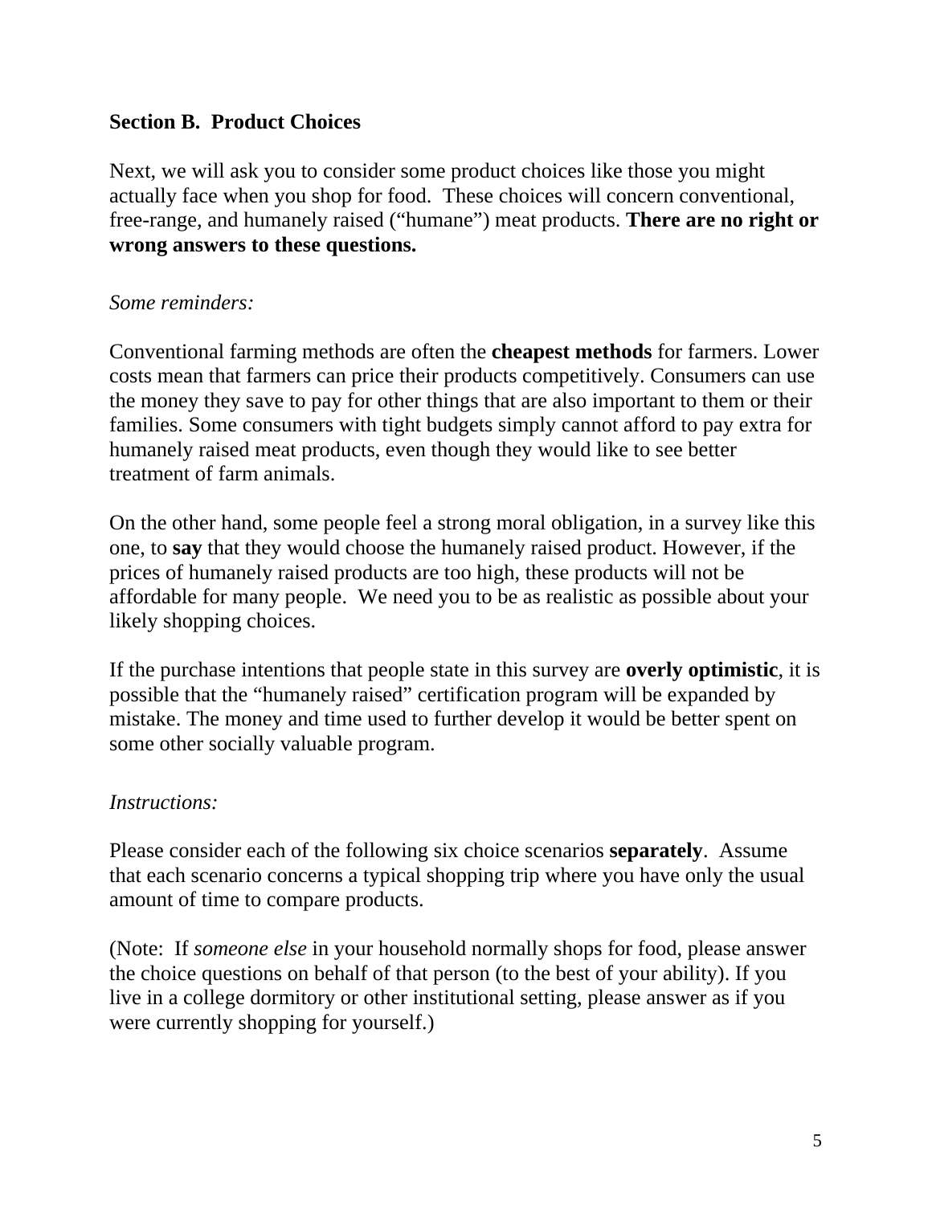## Section B. Product Choices

Next, we will ask you to consider some product choices like those you might actually face when you shop for food. These choices will concern conventional, free-range, and humanely raised ("humane") meat products. **There are no right or wrong answers to these questions.**

*Some reminders:*

Conventional farming methods are often the **cheapest methods** for farmers. Lower costs mean that farmers can price their products competitively. Consumers can use the money they save to pay for other things that are also important to them or their families. Some consumers with tight budgets simply cannot afford to pay extra for humanely raised meat products, even though they would like to see better treatment of farm animals.

On the other hand, some people feel a strong moral obligation, in a survey like this one, to **say** that they would choose the humanely raised product. However, if the prices of humanely raised products are too high, these products will not be affordable for many people. We need you to be as realistic as possible about your likely shopping choices.

If the purchase intentions that people state in this survey are **overly optimistic**, it is possible that the "humanely raised" certification program will be expanded by mistake. The money and time used to further develop it would be better spent on some other socially valuable program.

*Instructions:*

Please consider each of the following six choice scenarios **separately**. Assume that each scenario concerns a typical shopping trip where you have only the usual amount of time to compare products.

(Note: If *someone else* in your household normally shops for food, please answer the choice questions on behalf of that person (to the best of your ability). If you live in a college dormitory or other institutional setting, please answer as if you were currently shopping for yourself.)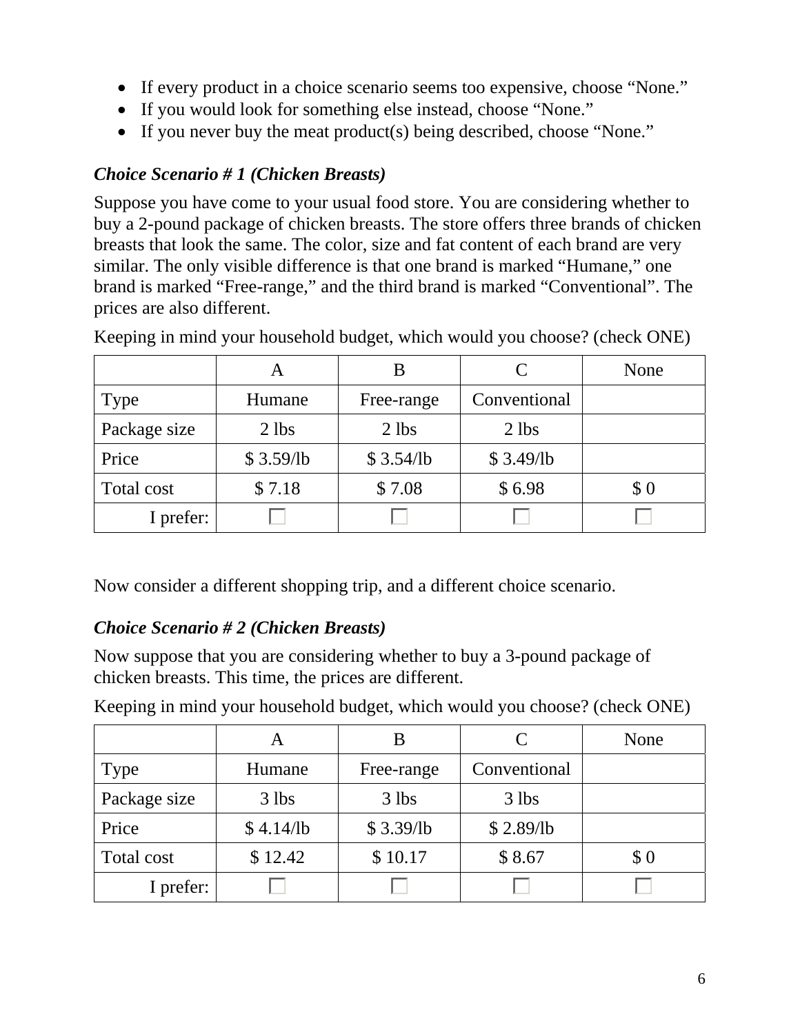- If every product in a choice scenario seems too expensive, choose “None.”
- If you would look for something else instead, choose “None.”
- If you never buy the meat product(s) being described, choose “None.”

### *Choice Scenario # 1 (Chicken Breasts)*

Suppose you have come to your usual food store. You are considering whether to buy a 2-pound package of chicken breasts. The store offers three brands of chicken breasts that look the same. The color, size and fat content of each brand are very similar. The only visible difference is that one brand is marked “Humane,” one brand is marked “Free-range,” and the third brand is marked “Conventional”. The prices are also different.

Keeping in mind your household budget, which would you choose? (check ONE)

| | A | B | C | None |
|---|---|---|---|---|
| Type | Humane | Free-range | Conventional | |
| Package size | 2 lbs | 2 lbs | 2 lbs | |
| Price | $ 3.59/lb | $ 3.54/lb | $ 3.49/lb | |
| Total cost | $ 7.18 | $ 7.08 | $ 6.98 | $ 0 |
| I prefer: | ☐ | ☐ | ☐ | ☐ |

Now consider a different shopping trip, and a different choice scenario.

### *Choice Scenario # 2 (Chicken Breasts)*

Now suppose that you are considering whether to buy a 3-pound package of chicken breasts. This time, the prices are different.

Keeping in mind your household budget, which would you choose? (check ONE)

| | A | B | C | None |
|---|---|---|---|---|
| Type | Humane | Free-range | Conventional | |
| Package size | 3 lbs | 3 lbs | 3 lbs | |
| Price | $ 4.14/lb | $ 3.39/lb | $ 2.89/lb | |
| Total cost | $ 12.42 | $ 10.17 | $ 8.67 | $ 0 |
| I prefer: | ☐ | ☐ | ☐ | ☐ |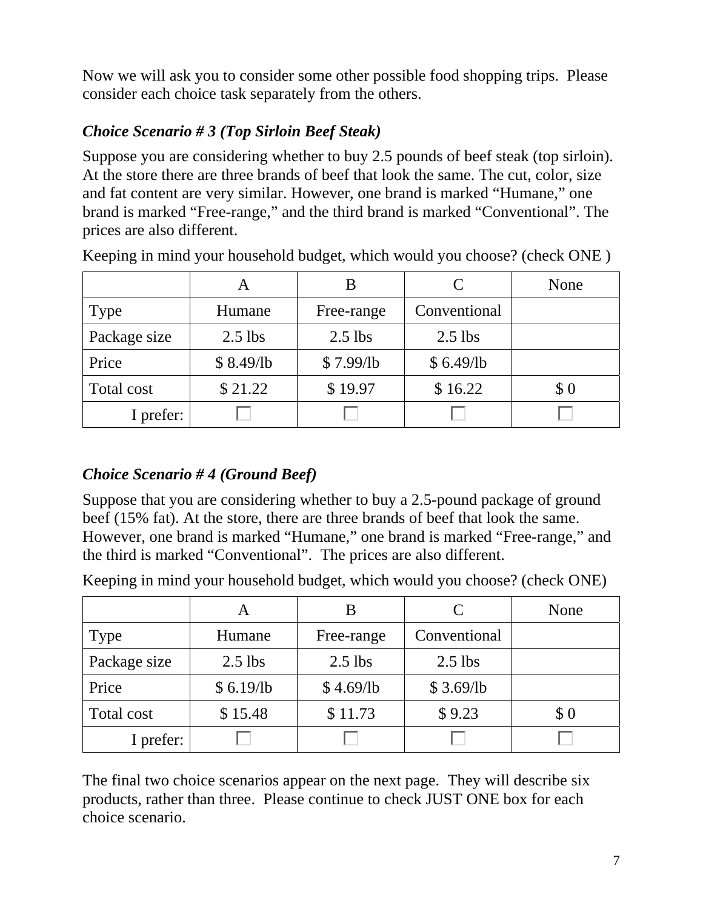Now we will ask you to consider some other possible food shopping trips. Please consider each choice task separately from the others.

### *Choice Scenario # 3 (Top Sirloin Beef Steak)*

Suppose you are considering whether to buy 2.5 pounds of beef steak (top sirloin). At the store there are three brands of beef that look the same. The cut, color, size and fat content are very similar. However, one brand is marked "Humane," one brand is marked "Free-range," and the third brand is marked "Conventional". The prices are also different.

Keeping in mind your household budget, which would you choose? (check ONE )

| | A | B | C | None |
|---|---|---|---|---|
| Type | Humane | Free-range | Conventional | |
| Package size | 2.5 lbs | 2.5 lbs | 2.5 lbs | |
| Price | $ 8.49/lb | $ 7.99/lb | $ 6.49/lb | |
| Total cost | $ 21.22 | $ 19.97 | $ 16.22 | $ 0 |
| I prefer: | ☐ | ☐ | ☐ | ☐ |

### *Choice Scenario # 4 (Ground Beef)*

Suppose that you are considering whether to buy a 2.5-pound package of ground beef (15% fat). At the store, there are three brands of beef that look the same. However, one brand is marked "Humane," one brand is marked "Free-range," and the third is marked "Conventional". The prices are also different.

Keeping in mind your household budget, which would you choose? (check ONE)

| | A | B | C | None |
|---|---|---|---|---|
| Type | Humane | Free-range | Conventional | |
| Package size | 2.5 lbs | 2.5 lbs | 2.5 lbs | |
| Price | $ 6.19/lb | $ 4.69/lb | $ 3.69/lb | |
| Total cost | $ 15.48 | $ 11.73 | $ 9.23 | $ 0 |
| I prefer: | ☐ | ☐ | ☐ | ☐ |

The final two choice scenarios appear on the next page. They will describe six products, rather than three. Please continue to check JUST ONE box for each choice scenario.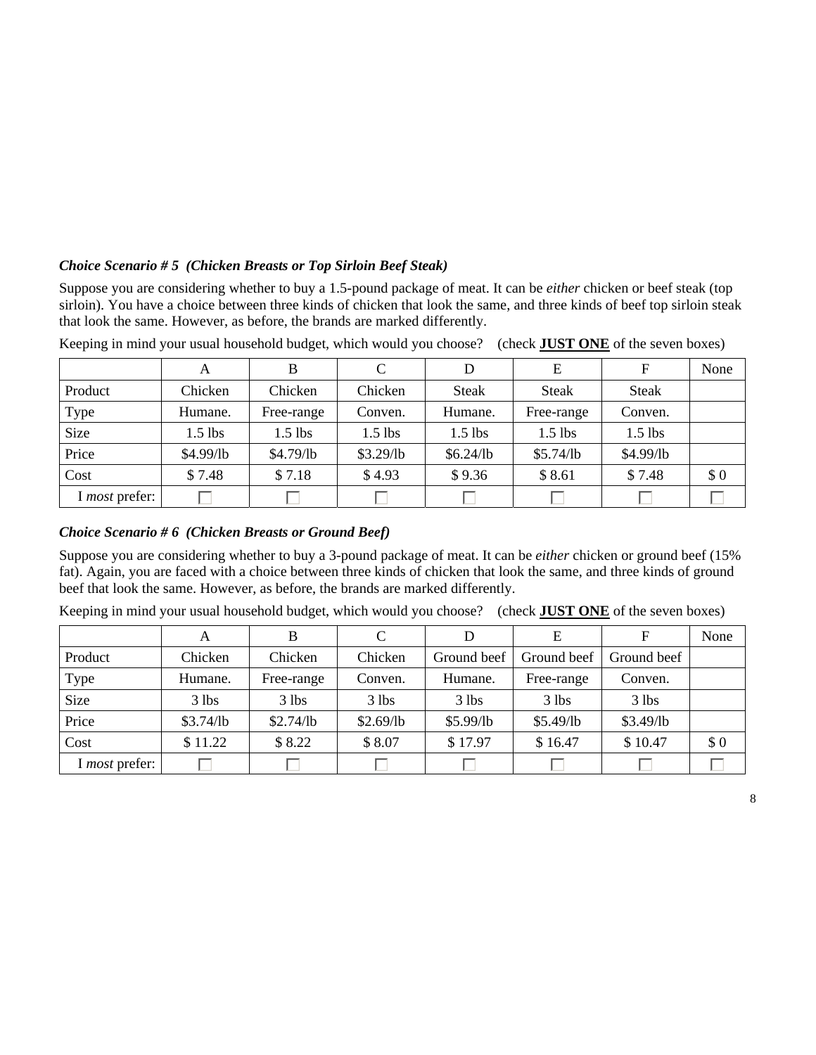### *Choice Scenario # 5 (Chicken Breasts or Top Sirloin Beef Steak)*

Suppose you are considering whether to buy a 1.5-pound package of meat. It can be *either* chicken or beef steak (top sirloin). You have a choice between three kinds of chicken that look the same, and three kinds of beef top sirloin steak that look the same. However, as before, the brands are marked differently.

Keeping in mind your usual household budget, which would you choose? (check **JUST ONE** of the seven boxes)

| | A | B | C | D | E | F | None |
|---|---|---|---|---|---|---|---|
| Product | Chicken | Chicken | Chicken | Steak | Steak | Steak | |
| Type | Humane. | Free-range | Conven. | Humane. | Free-range | Conven. | |
| Size | 1.5 lbs | 1.5 lbs | 1.5 lbs | 1.5 lbs | 1.5 lbs | 1.5 lbs | |
| Price | $4.99/lb | $4.79/lb | $3.29/lb | $6.24/lb | $5.74/lb | $4.99/lb | |
| Cost | $ 7.48 | $ 7.18 | $ 4.93 | $ 9.36 | $ 8.61 | $ 7.48 | $ 0 |
| I *most* prefer: | ☐ | ☐ | ☐ | ☐ | ☐ | ☐ | ☐ |

### *Choice Scenario # 6 (Chicken Breasts or Ground Beef)*

Suppose you are considering whether to buy a 3-pound package of meat. It can be *either* chicken or ground beef (15% fat). Again, you are faced with a choice between three kinds of chicken that look the same, and three kinds of ground beef that look the same. However, as before, the brands are marked differently.

Keeping in mind your usual household budget, which would you choose? (check **JUST ONE** of the seven boxes)

| | A | B | C | D | E | F | None |
|---|---|---|---|---|---|---|---|
| Product | Chicken | Chicken | Chicken | Ground beef | Ground beef | Ground beef | |
| Type | Humane. | Free-range | Conven. | Humane. | Free-range | Conven. | |
| Size | 3 lbs | 3 lbs | 3 lbs | 3 lbs | 3 lbs | 3 lbs | |
| Price | $3.74/lb | $2.74/lb | $2.69/lb | $5.99/lb | $5.49/lb | $3.49/lb | |
| Cost | $ 11.22 | $ 8.22 | $ 8.07 | $ 17.97 | $ 16.47 | $ 10.47 | $ 0 |
| I *most* prefer: | ☐ | ☐ | ☐ | ☐ | ☐ | ☐ | ☐ |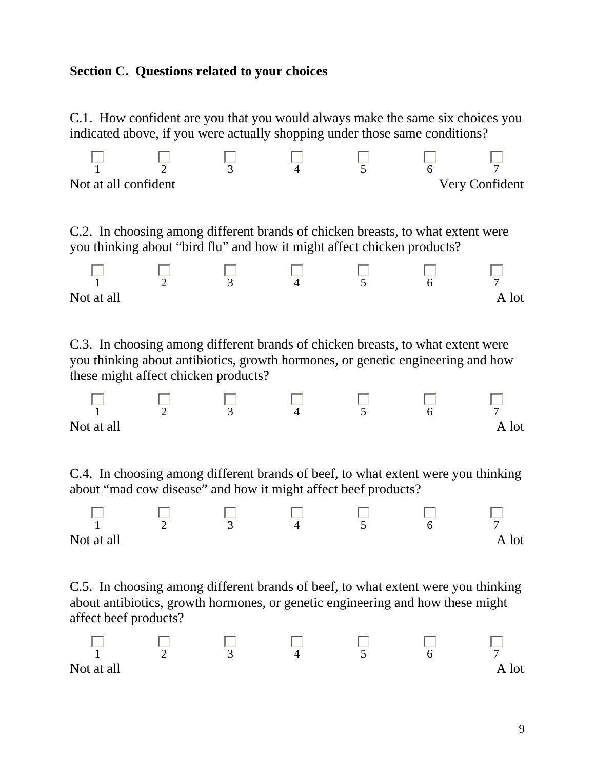**Section C. Questions related to your choices**

C.1. How confident are you that you would always make the same six choices you indicated above, if you were actually shopping under those same conditions?

| ☐ 1 | ☐ 2 | ☐ 3 | ☐ 4 | ☐ 5 | ☐ 6 | ☐ 7 |
|---|---|---|---|---|---|---|
| Not at all confident | | | | | | Very Confident |

C.2. In choosing among different brands of chicken breasts, to what extent were you thinking about "bird flu" and how it might affect chicken products?

| ☐ 1 | ☐ 2 | ☐ 3 | ☐ 4 | ☐ 5 | ☐ 6 | ☐ 7 |
|---|---|---|---|---|---|---|
| Not at all | | | | | | A lot |

C.3. In choosing among different brands of chicken breasts, to what extent were you thinking about antibiotics, growth hormones, or genetic engineering and how these might affect chicken products?

| ☐ 1 | ☐ 2 | ☐ 3 | ☐ 4 | ☐ 5 | ☐ 6 | ☐ 7 |
|---|---|---|---|---|---|---|
| Not at all | | | | | | A lot |

C.4. In choosing among different brands of beef, to what extent were you thinking about "mad cow disease" and how it might affect beef products?

| ☐ 1 | ☐ 2 | ☐ 3 | ☐ 4 | ☐ 5 | ☐ 6 | ☐ 7 |
|---|---|---|---|---|---|---|
| Not at all | | | | | | A lot |

C.5. In choosing among different brands of beef, to what extent were you thinking about antibiotics, growth hormones, or genetic engineering and how these might affect beef products?

| ☐ 1 | ☐ 2 | ☐ 3 | ☐ 4 | ☐ 5 | ☐ 6 | ☐ 7 |
|---|---|---|---|---|---|---|
| Not at all | | | | | | A lot |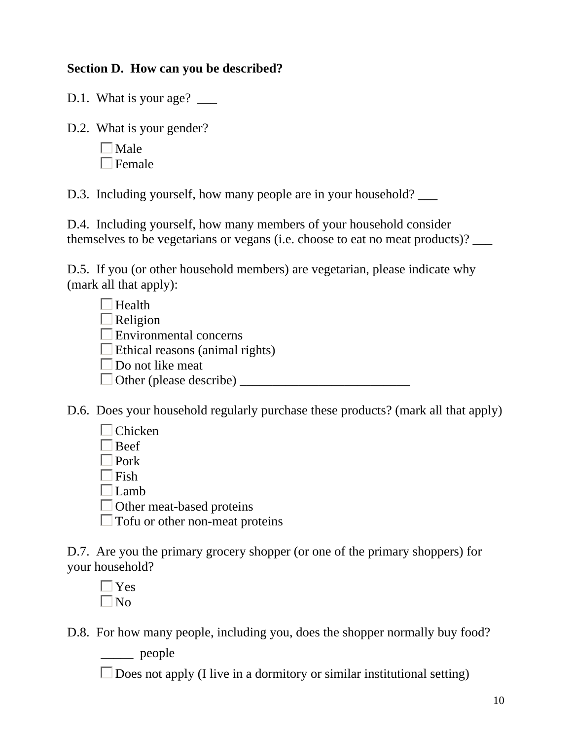**Section D. How can you be described?**

D.1. What is your age? ___

D.2. What is your gender?

- ☐ Male
- ☐ Female

D.3. Including yourself, how many people are in your household? ___

D.4. Including yourself, how many members of your household consider themselves to be vegetarians or vegans (i.e. choose to eat no meat products)? ___

D.5. If you (or other household members) are vegetarian, please indicate why (mark all that apply):

- ☐ Health
- ☐ Religion
- ☐ Environmental concerns
- ☐ Ethical reasons (animal rights)
- ☐ Do not like meat
- ☐ Other (please describe) ___________________________

D.6. Does your household regularly purchase these products? (mark all that apply)

- ☐ Chicken
- ☐ Beef
- ☐ Pork
- ☐ Fish
- ☐ Lamb
- ☐ Other meat-based proteins
- ☐ Tofu or other non-meat proteins

D.7. Are you the primary grocery shopper (or one of the primary shoppers) for your household?

- ☐ Yes
- ☐ No

D.8. For how many people, including you, does the shopper normally buy food?

_____ people

☐ Does not apply (I live in a dormitory or similar institutional setting)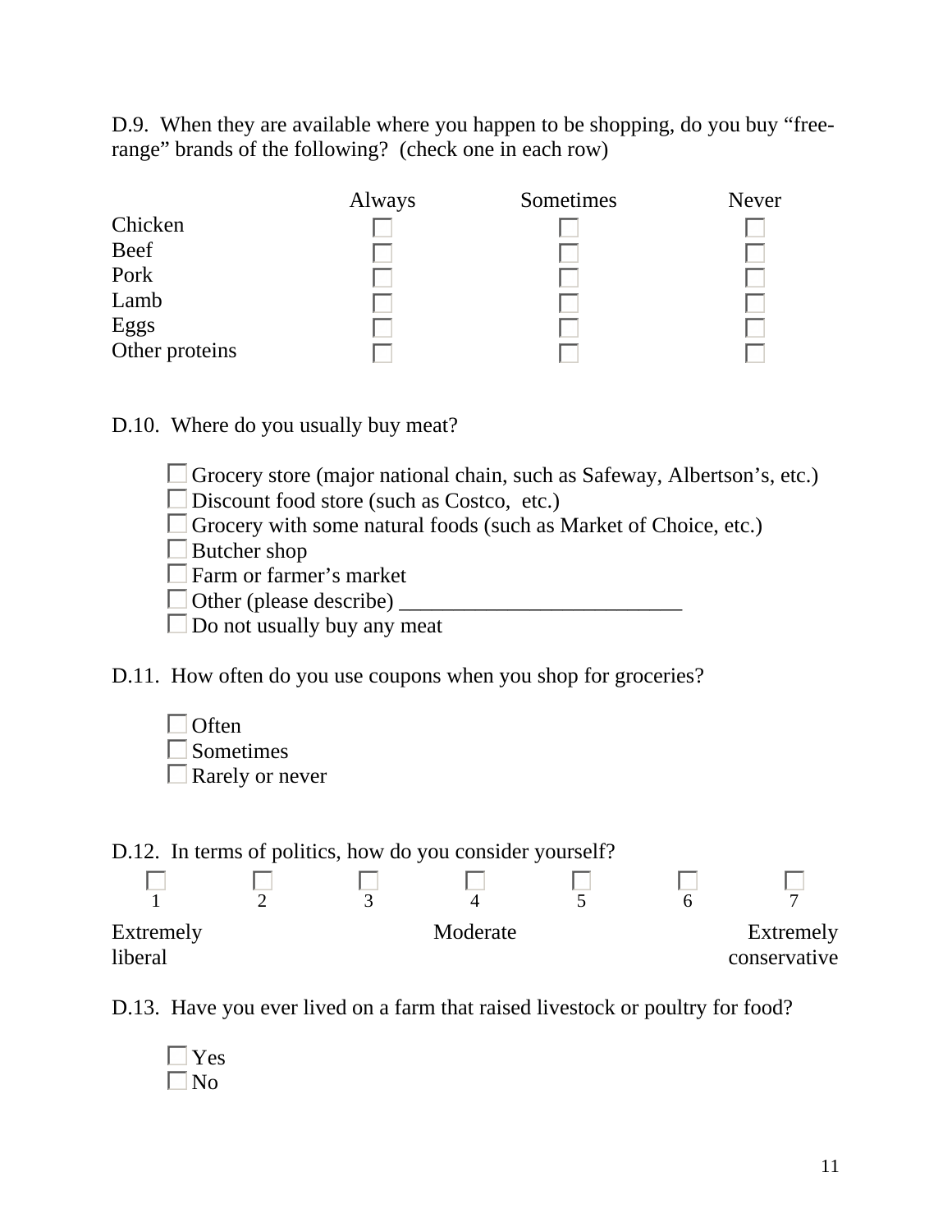D.9. When they are available where you happen to be shopping, do you buy "free-range" brands of the following? (check one in each row)

| | Always | Sometimes | Never |
|---|---|---|---|
| Chicken | ☐ | ☐ | ☐ |
| Beef | ☐ | ☐ | ☐ |
| Pork | ☐ | ☐ | ☐ |
| Lamb | ☐ | ☐ | ☐ |
| Eggs | ☐ | ☐ | ☐ |
| Other proteins | ☐ | ☐ | ☐ |

D.10. Where do you usually buy meat?

- ☐ Grocery store (major national chain, such as Safeway, Albertson's, etc.)
- ☐ Discount food store (such as Costco, etc.)
- ☐ Grocery with some natural foods (such as Market of Choice, etc.)
- ☐ Butcher shop
- ☐ Farm or farmer's market
- ☐ Other (please describe) __________________________
- ☐ Do not usually buy any meat

D.11. How often do you use coupons when you shop for groceries?

- ☐ Often
- ☐ Sometimes
- ☐ Rarely or never

D.12. In terms of politics, how do you consider yourself?

| ☐ | ☐ | ☐ | ☐ | ☐ | ☐ | ☐ |
|---|---|---|---|---|---|---|
| 1 | 2 | 3 | 4 | 5 | 6 | 7 |
| Extremely liberal | | | Moderate | | | Extremely conservative |

D.13. Have you ever lived on a farm that raised livestock or poultry for food?

- ☐ Yes
- ☐ No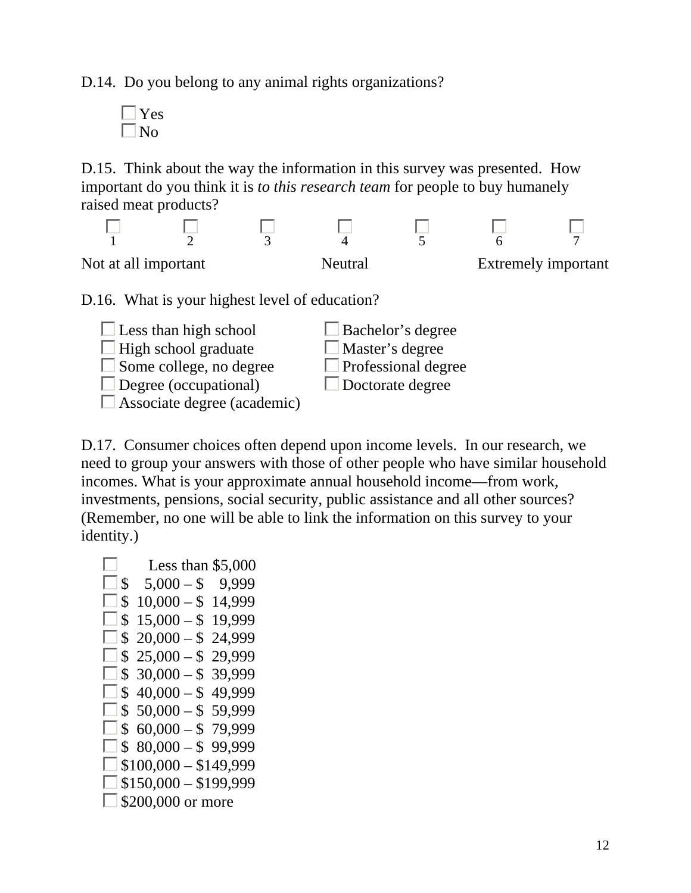D.14. Do you belong to any animal rights organizations?

- ☐ Yes
- ☐ No

D.15. Think about the way the information in this survey was presented. How important do you think it is *to this research team* for people to buy humanely raised meat products?

| ☐ | ☐ | ☐ | ☐ | ☐ | ☐ | ☐ |
|---|---|---|---|---|---|---|
| 1 | 2 | 3 | 4 | 5 | 6 | 7 |
| Not at all important | | | Neutral | | | Extremely important |

D.16. What is your highest level of education?

- ☐ Less than high school
- ☐ High school graduate
- ☐ Some college, no degree
- ☐ Degree (occupational)
- ☐ Associate degree (academic)
- ☐ Bachelor's degree
- ☐ Master's degree
- ☐ Professional degree
- ☐ Doctorate degree

D.17. Consumer choices often depend upon income levels. In our research, we need to group your answers with those of other people who have similar household incomes. What is your approximate annual household income—from work, investments, pensions, social security, public assistance and all other sources? (Remember, no one will be able to link the information on this survey to your identity.)

- ☐ Less than $5,000
- ☐ $ 5,000 – $ 9,999
- ☐ $ 10,000 – $ 14,999
- ☐ $ 15,000 – $ 19,999
- ☐ $ 20,000 – $ 24,999
- ☐ $ 25,000 – $ 29,999
- ☐ $ 30,000 – $ 39,999
- ☐ $ 40,000 – $ 49,999
- ☐ $ 50,000 – $ 59,999
- ☐ $ 60,000 – $ 79,999
- ☐ $ 80,000 – $ 99,999
- ☐ $100,000 – $149,999
- ☐ $150,000 – $199,999
- ☐ $200,000 or more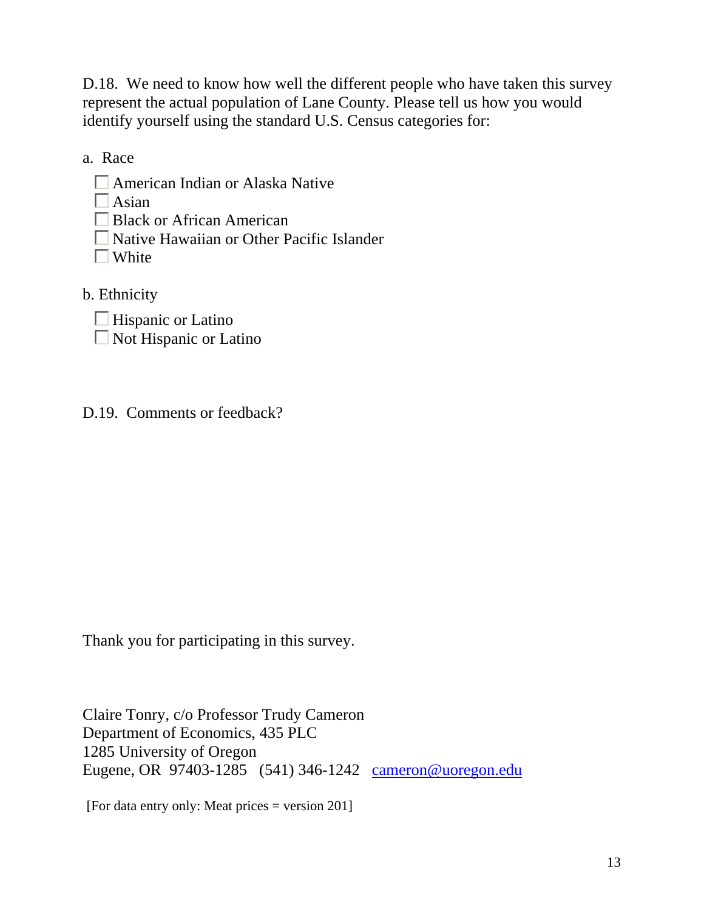D.18. We need to know how well the different people who have taken this survey represent the actual population of Lane County. Please tell us how you would identify yourself using the standard U.S. Census categories for:

a. Race

- ☐ American Indian or Alaska Native
- ☐ Asian
- ☐ Black or African American
- ☐ Native Hawaiian or Other Pacific Islander
- ☐ White

b. Ethnicity

- ☐ Hispanic or Latino
- ☐ Not Hispanic or Latino

D.19. Comments or feedback?

Thank you for participating in this survey.

Claire Tonry, c/o Professor Trudy Cameron  
Department of Economics, 435 PLC  
1285 University of Oregon  
Eugene, OR 97403-1285 (541) 346-1242 cameron@uoregon.edu

[For data entry only: Meat prices = version 201]